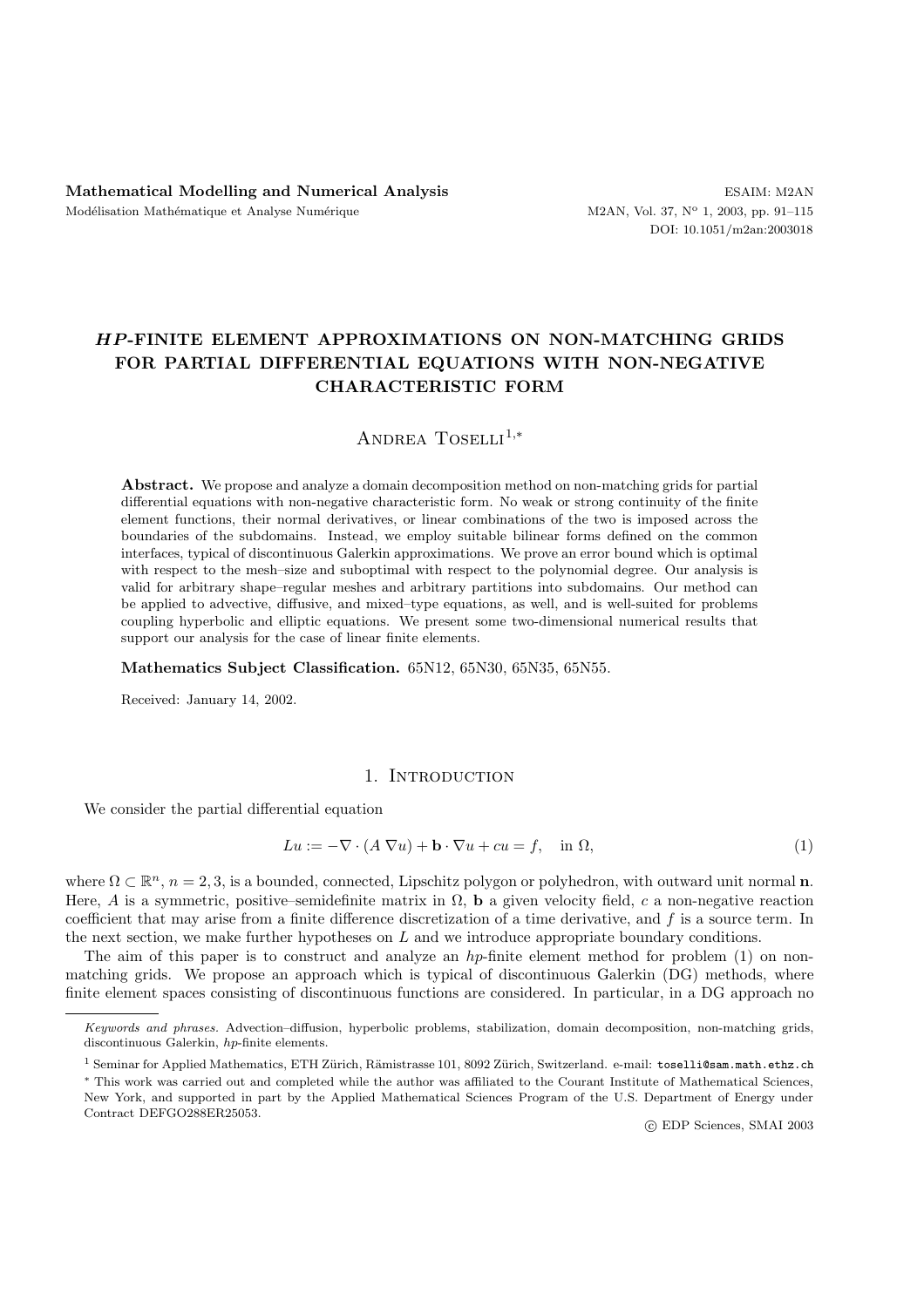Mathematical Modelling and Numerical Analysis
Modélisation Mathématique et Analyse Numérique

ESAIM: M2AN
DOI: 10.1051/m2an:2003018

# *HP*-FINITE ELEMENT APPROXIMATIONS ON NON-MATCHING GRIDS FOR PARTIAL DIFFERENTIAL EQUATIONS WITH NON-NEGATIVE CHARACTERISTIC FORM

Andrea Toselli[1,*]

**Abstract.** We propose and analyze a domain decomposition method on non-matching grids for partial differential equations with non-negative characteristic form. No weak or strong continuity of the finite element functions, their normal derivatives, or linear combinations of the two is imposed across the boundaries of the subdomains. Instead, we employ suitable bilinear forms defined on the common interfaces, typical of discontinuous Galerkin approximations. We prove an error bound which is optimal with respect to the mesh–size and suboptimal with respect to the polynomial degree. Our analysis is valid for arbitrary shape–regular meshes and arbitrary partitions into subdomains. Our method can be applied to advective, diffusive, and mixed–type equations, as well, and is well-suited for problems coupling hyperbolic and elliptic equations. We present some two-dimensional numerical results that support our analysis for the case of linear finite elements.

**Mathematics Subject Classification.** 65N12, 65N30, 65N35, 65N55.

Received: January 14, 2002.

## 1. Introduction

We consider the partial differential equation

$$Lu := -\nabla \cdot (A\,\nabla u) + \mathbf{b} \cdot \nabla u + cu = f, \quad \text{in } \Omega, \tag{1}$$

where $\Omega \subset \mathbb{R}^n$, $n = 2, 3$, is a bounded, connected, Lipschitz polygon or polyhedron, with outward unit normal $\mathbf{n}$. Here, $A$ is a symmetric, positive–semidefinite matrix in $\Omega$, $\mathbf{b}$ a given velocity field, $c$ a non-negative reaction coefficient that may arise from a finite difference discretization of a time derivative, and $f$ is a source term. In the next section, we make further hypotheses on $L$ and we introduce appropriate boundary conditions.

The aim of this paper is to construct and analyze an *hp*-finite element method for problem (1) on non-matching grids. We propose an approach which is typical of discontinuous Galerkin (DG) methods, where finite element spaces consisting of discontinuous functions are considered. In particular, in a DG approach no

*Keywords and phrases.* Advection–diffusion, hyperbolic problems, stabilization, domain decomposition, non-matching grids, discontinuous Galerkin, *hp*-finite elements.

[1] Seminar for Applied Mathematics, ETH Zürich, Rämistrasse 101, 8092 Zürich, Switzerland. e-mail: toselli@sam.math.ethz.ch

[*] This work was carried out and completed while the author was affiliated to the Courant Institute of Mathematical Sciences, New York, and supported in part by the Applied Mathematical Sciences Program of the U.S. Department of Energy under Contract DEFGO288ER25053.

© EDP Sciences, SMAI 2003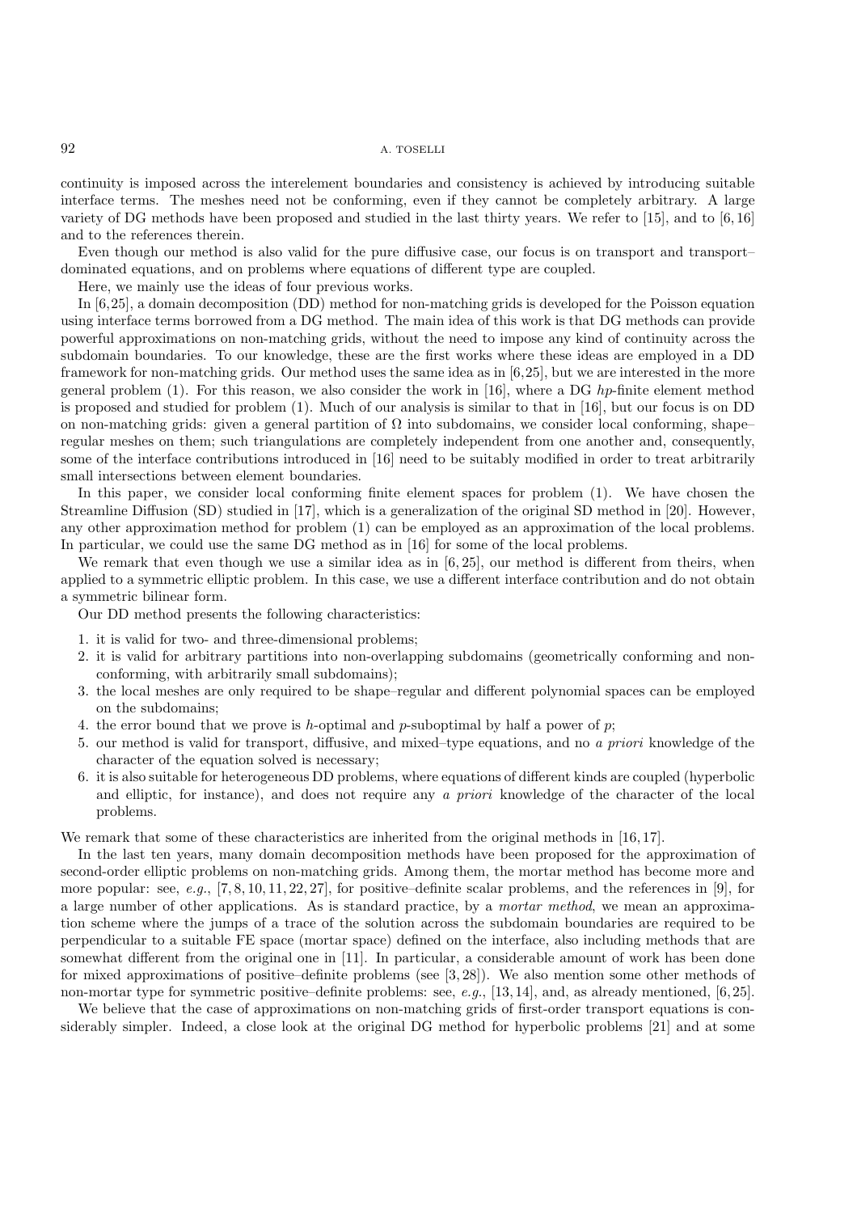continuity is imposed across the interelement boundaries and consistency is achieved by introducing suitable interface terms. The meshes need not be conforming, even if they cannot be completely arbitrary. A large variety of DG methods have been proposed and studied in the last thirty years. We refer to [15], and to [6, 16] and to the references therein.

Even though our method is also valid for the pure diffusive case, our focus is on transport and transport–dominated equations, and on problems where equations of different type are coupled.

Here, we mainly use the ideas of four previous works.

In [6, 25], a domain decomposition (DD) method for non-matching grids is developed for the Poisson equation using interface terms borrowed from a DG method. The main idea of this work is that DG methods can provide powerful approximations on non-matching grids, without the need to impose any kind of continuity across the subdomain boundaries. To our knowledge, these are the first works where these ideas are employed in a DD framework for non-matching grids. Our method uses the same idea as in [6, 25], but we are interested in the more general problem (1). For this reason, we also consider the work in [16], where a DG *hp*-finite element method is proposed and studied for problem (1). Much of our analysis is similar to that in [16], but our focus is on DD on non-matching grids: given a general partition of $\Omega$ into subdomains, we consider local conforming, shape–regular meshes on them; such triangulations are completely independent from one another and, consequently, some of the interface contributions introduced in [16] need to be suitably modified in order to treat arbitrarily small intersections between element boundaries.

In this paper, we consider local conforming finite element spaces for problem (1). We have chosen the Streamline Diffusion (SD) studied in [17], which is a generalization of the original SD method in [20]. However, any other approximation method for problem (1) can be employed as an approximation of the local problems. In particular, we could use the same DG method as in [16] for some of the local problems.

We remark that even though we use a similar idea as in [6, 25], our method is different from theirs, when applied to a symmetric elliptic problem. In this case, we use a different interface contribution and do not obtain a symmetric bilinear form.

Our DD method presents the following characteristics:

1. it is valid for two- and three-dimensional problems;
2. it is valid for arbitrary partitions into non-overlapping subdomains (geometrically conforming and non-conforming, with arbitrarily small subdomains);
3. the local meshes are only required to be shape–regular and different polynomial spaces can be employed on the subdomains;
4. the error bound that we prove is $h$-optimal and $p$-suboptimal by half a power of $p$;
5. our method is valid for transport, diffusive, and mixed–type equations, and no *a priori* knowledge of the character of the equation solved is necessary;
6. it is also suitable for heterogeneous DD problems, where equations of different kinds are coupled (hyperbolic and elliptic, for instance), and does not require any *a priori* knowledge of the character of the local problems.

We remark that some of these characteristics are inherited from the original methods in [16, 17].

In the last ten years, many domain decomposition methods have been proposed for the approximation of second-order elliptic problems on non-matching grids. Among them, the mortar method has become more and more popular: see, *e.g.*, [7, 8, 10, 11, 22, 27], for positive–definite scalar problems, and the references in [9], for a large number of other applications. As is standard practice, by a *mortar method*, we mean an approximation scheme where the jumps of a trace of the solution across the subdomain boundaries are required to be perpendicular to a suitable FE space (mortar space) defined on the interface, also including methods that are somewhat different from the original one in [11]. In particular, a considerable amount of work has been done for mixed approximations of positive–definite problems (see [3, 28]). We also mention some other methods of non-mortar type for symmetric positive–definite problems: see, *e.g.*, [13, 14], and, as already mentioned, [6, 25].

We believe that the case of approximations on non-matching grids of first-order transport equations is considerably simpler. Indeed, a close look at the original DG method for hyperbolic problems [21] and at some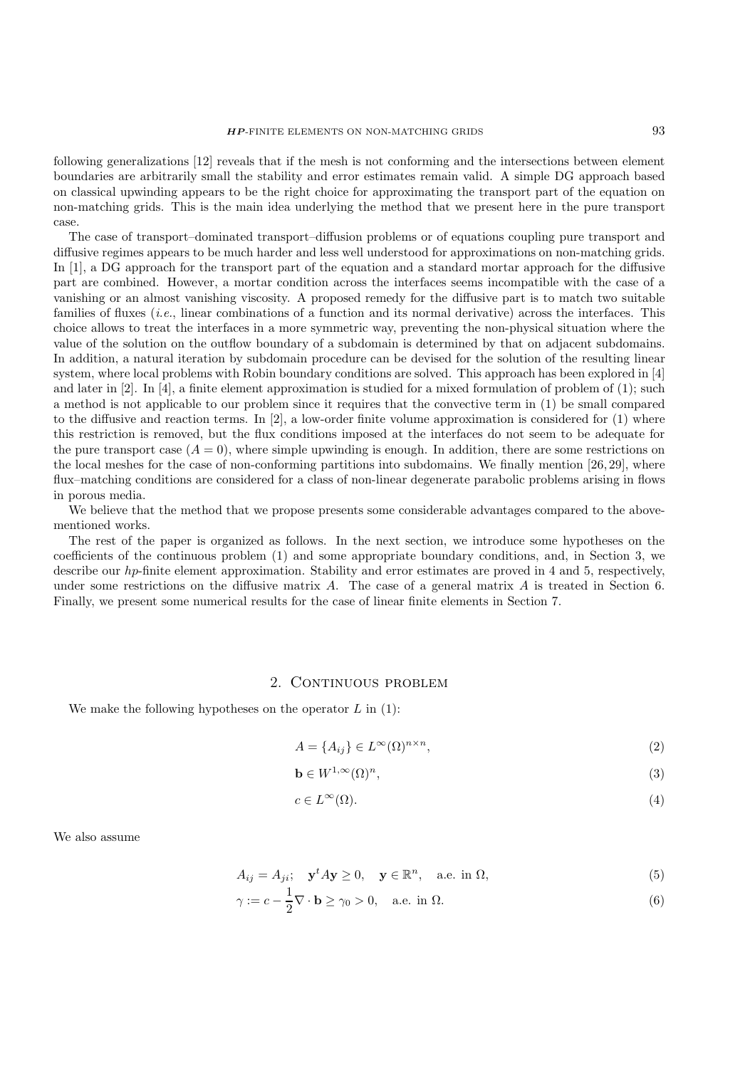following generalizations [12] reveals that if the mesh is not conforming and the intersections between element boundaries are arbitrarily small the stability and error estimates remain valid. A simple DG approach based on classical upwinding appears to be the right choice for approximating the transport part of the equation on non-matching grids. This is the main idea underlying the method that we present here in the pure transport case.

The case of transport–dominated transport–diffusion problems or of equations coupling pure transport and diffusive regimes appears to be much harder and less well understood for approximations on non-matching grids. In [1], a DG approach for the transport part of the equation and a standard mortar approach for the diffusive part are combined. However, a mortar condition across the interfaces seems incompatible with the case of a vanishing or an almost vanishing viscosity. A proposed remedy for the diffusive part is to match two suitable families of fluxes (*i.e.*, linear combinations of a function and its normal derivative) across the interfaces. This choice allows to treat the interfaces in a more symmetric way, preventing the non-physical situation where the value of the solution on the outflow boundary of a subdomain is determined by that on adjacent subdomains. In addition, a natural iteration by subdomain procedure can be devised for the solution of the resulting linear system, where local problems with Robin boundary conditions are solved. This approach has been explored in [4] and later in [2]. In [4], a finite element approximation is studied for a mixed formulation of problem of (1); such a method is not applicable to our problem since it requires that the convective term in (1) be small compared to the diffusive and reaction terms. In [2], a low-order finite volume approximation is considered for (1) where this restriction is removed, but the flux conditions imposed at the interfaces do not seem to be adequate for the pure transport case ($A = 0$), where simple upwinding is enough. In addition, there are some restrictions on the local meshes for the case of non-conforming partitions into subdomains. We finally mention [26, 29], where flux–matching conditions are considered for a class of non-linear degenerate parabolic problems arising in flows in porous media.

We believe that the method that we propose presents some considerable advantages compared to the above-mentioned works.

The rest of the paper is organized as follows. In the next section, we introduce some hypotheses on the coefficients of the continuous problem (1) and some appropriate boundary conditions, and, in Section 3, we describe our *hp*-finite element approximation. Stability and error estimates are proved in 4 and 5, respectively, under some restrictions on the diffusive matrix $A$. The case of a general matrix $A$ is treated in Section 6. Finally, we present some numerical results for the case of linear finite elements in Section 7.

## 2. Continuous problem

We make the following hypotheses on the operator $L$ in (1):

$$A = \{A_{ij}\} \in L^\infty(\Omega)^{n\times n}, \tag{2}$$

$$\mathbf{b} \in W^{1,\infty}(\Omega)^n, \tag{3}$$

$$c \in L^\infty(\Omega). \tag{4}$$

We also assume

$$A_{ij} = A_{ji}; \quad \mathbf{y}^t A \mathbf{y} \geq 0, \quad \mathbf{y} \in \mathbb{R}^n, \quad \text{a.e. in } \Omega, \tag{5}$$

$$\gamma := c - \frac{1}{2}\nabla \cdot \mathbf{b} \geq \gamma_0 > 0, \quad \text{a.e. in } \Omega. \tag{6}$$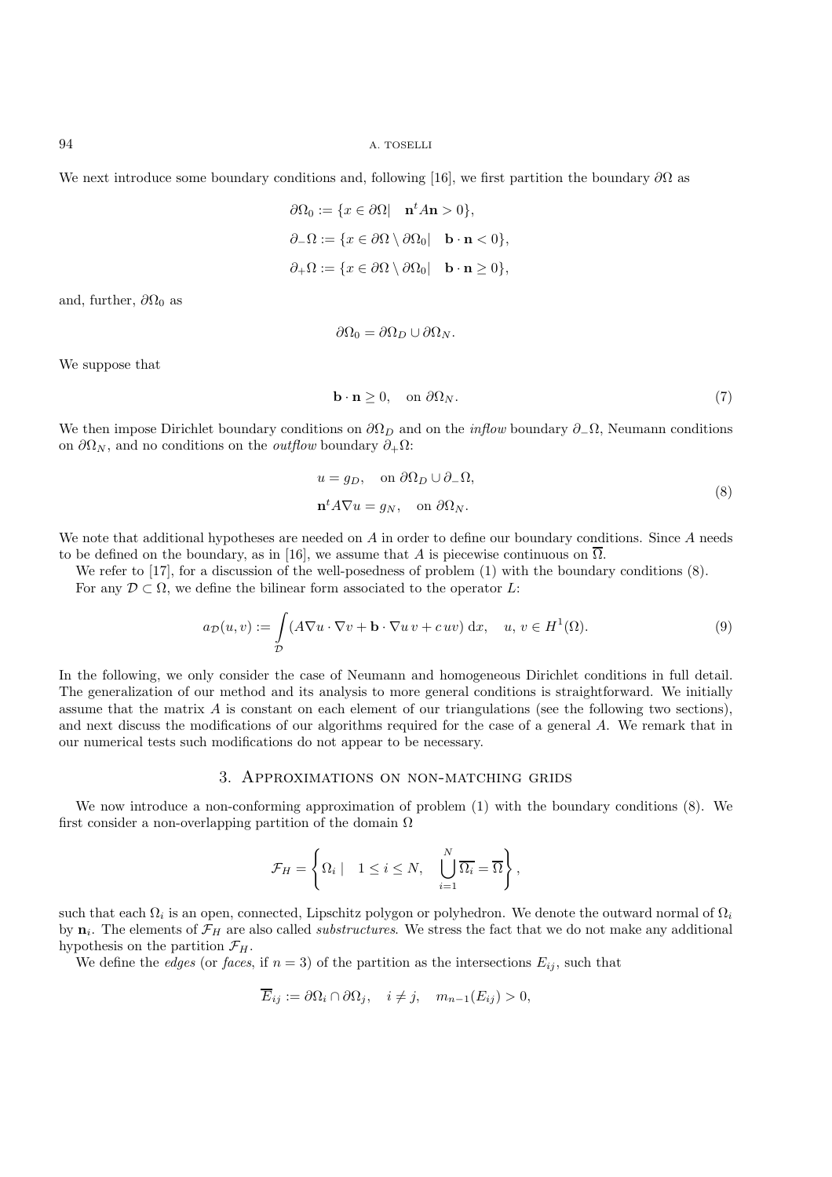We next introduce some boundary conditions and, following [16], we first partition the boundary $\partial\Omega$ as

$$\partial\Omega_0 := \{x \in \partial\Omega | \quad \mathbf{n}^t A \mathbf{n} > 0\},$$

$$\partial_-\Omega := \{x \in \partial\Omega \setminus \partial\Omega_0 | \quad \mathbf{b} \cdot \mathbf{n} < 0\},$$

$$\partial_+\Omega := \{x \in \partial\Omega \setminus \partial\Omega_0 | \quad \mathbf{b} \cdot \mathbf{n} \geq 0\},$$

and, further, $\partial\Omega_0$ as

$$\partial\Omega_0 = \partial\Omega_D \cup \partial\Omega_N.$$

We suppose that

$$\mathbf{b} \cdot \mathbf{n} \geq 0, \quad \text{on } \partial\Omega_N. \tag{7}$$

We then impose Dirichlet boundary conditions on $\partial\Omega_D$ and on the *inflow* boundary $\partial_-\Omega$, Neumann conditions on $\partial\Omega_N$, and no conditions on the *outflow* boundary $\partial_+\Omega$:

$$\begin{aligned} u &= g_D, \quad \text{on } \partial\Omega_D \cup \partial_-\Omega, \\ \mathbf{n}^t A \nabla u &= g_N, \quad \text{on } \partial\Omega_N. \end{aligned} \tag{8}$$

We note that additional hypotheses are needed on $A$ in order to define our boundary conditions. Since $A$ needs to be defined on the boundary, as in [16], we assume that $A$ is piecewise continuous on $\overline{\Omega}$.

We refer to [17], for a discussion of the well-posedness of problem (1) with the boundary conditions (8).

For any $\mathcal{D} \subset \Omega$, we define the bilinear form associated to the operator $L$:

$$a_{\mathcal{D}}(u, v) := \int_{\mathcal{D}} (A\nabla u \cdot \nabla v + \mathbf{b} \cdot \nabla u \, v + c \, uv) \, \mathrm{d}x, \quad u, v \in H^1(\Omega). \tag{9}$$

In the following, we only consider the case of Neumann and homogeneous Dirichlet conditions in full detail. The generalization of our method and its analysis to more general conditions is straightforward. We initially assume that the matrix $A$ is constant on each element of our triangulations (see the following two sections), and next discuss the modifications of our algorithms required for the case of a general $A$. We remark that in our numerical tests such modifications do not appear to be necessary.

## 3. Approximations on non-matching grids

We now introduce a non-conforming approximation of problem (1) with the boundary conditions (8). We first consider a non-overlapping partition of the domain $\Omega$

$$\mathcal{F}_H = \left\{ \Omega_i \mid \quad 1 \leq i \leq N, \quad \bigcup_{i=1}^{N} \overline{\Omega_i} = \overline{\Omega} \right\},$$

such that each $\Omega_i$ is an open, connected, Lipschitz polygon or polyhedron. We denote the outward normal of $\Omega_i$ by $\mathbf{n}_i$. The elements of $\mathcal{F}_H$ are also called *substructures*. We stress the fact that we do not make any additional hypothesis on the partition $\mathcal{F}_H$.

We define the *edges* (or *faces*, if $n = 3$) of the partition as the intersections $E_{ij}$, such that

$$\overline{E}_{ij} := \partial\Omega_i \cap \partial\Omega_j, \quad i \neq j, \quad m_{n-1}(E_{ij}) > 0,$$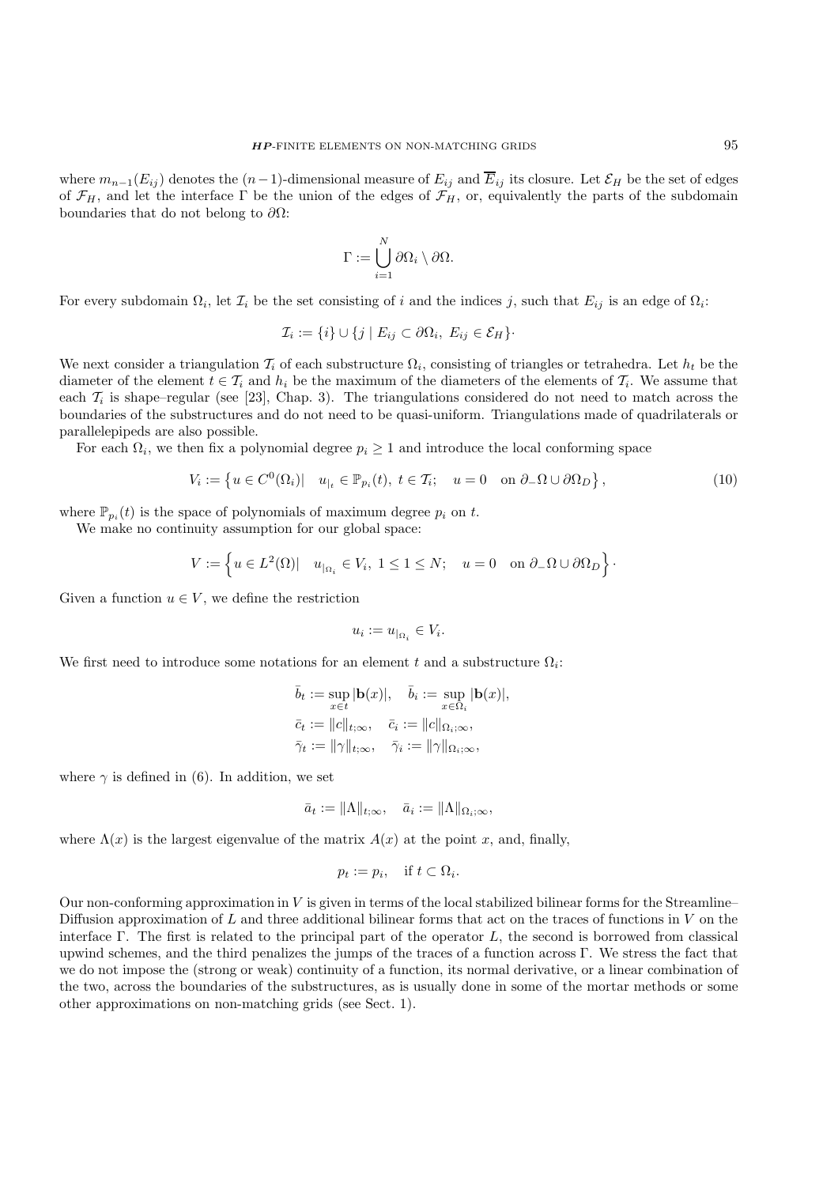where $m_{n-1}(E_{ij})$ denotes the $(n-1)$-dimensional measure of $E_{ij}$ and $\overline{E}_{ij}$ its closure. Let $\mathcal{E}_H$ be the set of edges of $\mathcal{F}_H$, and let the interface $\Gamma$ be the union of the edges of $\mathcal{F}_H$, or, equivalently the parts of the subdomain boundaries that do not belong to $\partial\Omega$:

$$\Gamma := \bigcup_{i=1}^{N} \partial\Omega_i \setminus \partial\Omega.$$

For every subdomain $\Omega_i$, let $\mathcal{I}_i$ be the set consisting of $i$ and the indices $j$, such that $E_{ij}$ is an edge of $\Omega_i$:

$$\mathcal{I}_i := \{i\} \cup \{j \mid E_{ij} \subset \partial\Omega_i,\ E_{ij} \in \mathcal{E}_H\}\cdot$$

We next consider a triangulation $\mathcal{T}_i$ of each substructure $\Omega_i$, consisting of triangles or tetrahedra. Let $h_t$ be the diameter of the element $t \in \mathcal{T}_i$ and $h_i$ be the maximum of the diameters of the elements of $\mathcal{T}_i$. We assume that each $\mathcal{T}_i$ is shape–regular (see [23], Chap. 3). The triangulations considered do not need to match across the boundaries of the substructures and do not need to be quasi-uniform. Triangulations made of quadrilaterals or parallelepipeds are also possible.

For each $\Omega_i$, we then fix a polynomial degree $p_i \geq 1$ and introduce the local conforming space

$$V_i := \left\{ u \in C^0(\Omega_i) | \quad u_{|_t} \in \mathbb{P}_{p_i}(t),\ t \in \mathcal{T}_i; \quad u = 0 \quad \text{on } \partial_-\Omega \cup \partial\Omega_D \right\}, \tag{10}$$

where $\mathbb{P}_{p_i}(t)$ is the space of polynomials of maximum degree $p_i$ on $t$.

We make no continuity assumption for our global space:

$$V := \left\{ u \in L^2(\Omega) | \quad u_{|_{\Omega_i}} \in V_i,\ 1 \leq 1 \leq N; \quad u = 0 \quad \text{on } \partial_-\Omega \cup \partial\Omega_D \right\}\cdot$$

Given a function $u \in V$, we define the restriction

$$u_i := u_{|_{\Omega_i}} \in V_i.$$

We first need to introduce some notations for an element $t$ and a substructure $\Omega_i$:

$$\bar{b}_t := \sup_{x \in t} |\mathbf{b}(x)|, \quad \bar{b}_i := \sup_{x \in \Omega_i} |\mathbf{b}(x)|,$$
$$\bar{c}_t := \|c\|_{t;\infty}, \quad \bar{c}_i := \|c\|_{\Omega_i;\infty},$$
$$\bar{\gamma}_t := \|\gamma\|_{t;\infty}, \quad \bar{\gamma}_i := \|\gamma\|_{\Omega_i;\infty},$$

where $\gamma$ is defined in (6). In addition, we set

$$\bar{a}_t := \|\Lambda\|_{t;\infty}, \quad \bar{a}_i := \|\Lambda\|_{\Omega_i;\infty},$$

where $\Lambda(x)$ is the largest eigenvalue of the matrix $A(x)$ at the point $x$, and, finally,

$$p_t := p_i, \quad \text{if } t \subset \Omega_i.$$

Our non-conforming approximation in $V$ is given in terms of the local stabilized bilinear forms for the Streamline–Diffusion approximation of $L$ and three additional bilinear forms that act on the traces of functions in $V$ on the interface $\Gamma$. The first is related to the principal part of the operator $L$, the second is borrowed from classical upwind schemes, and the third penalizes the jumps of the traces of a function across $\Gamma$. We stress the fact that we do not impose the (strong or weak) continuity of a function, its normal derivative, or a linear combination of the two, across the boundaries of the substructures, as is usually done in some of the mortar methods or some other approximations on non-matching grids (see Sect. 1).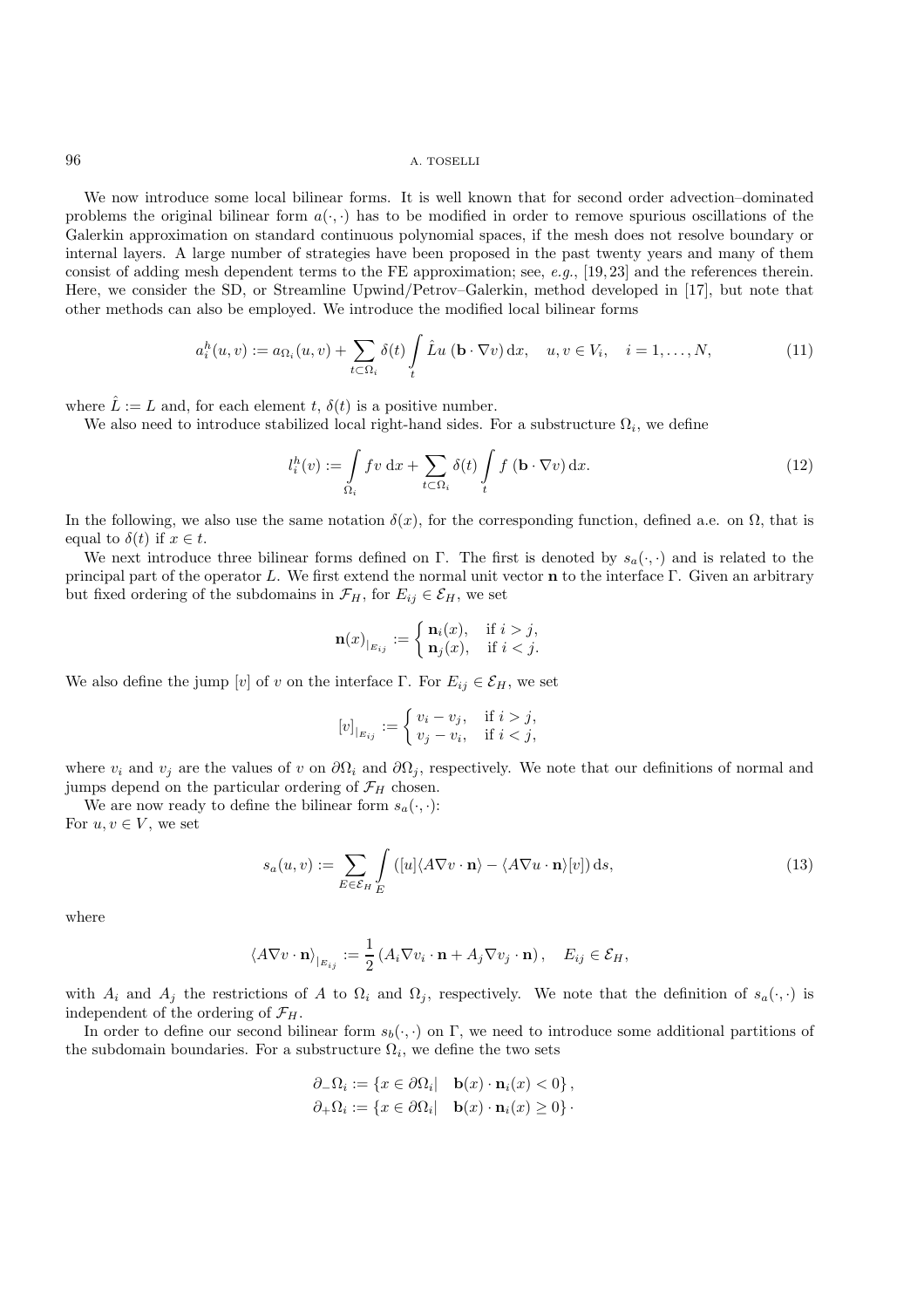We now introduce some local bilinear forms. It is well known that for second order advection–dominated problems the original bilinear form $a(\cdot,\cdot)$ has to be modified in order to remove spurious oscillations of the Galerkin approximation on standard continuous polynomial spaces, if the mesh does not resolve boundary or internal layers. A large number of strategies have been proposed in the past twenty years and many of them consist of adding mesh dependent terms to the FE approximation; see, *e.g.*, [19, 23] and the references therein. Here, we consider the SD, or Streamline Upwind/Petrov–Galerkin, method developed in [17], but note that other methods can also be employed. We introduce the modified local bilinear forms

$$a_i^h(u,v) := a_{\Omega_i}(u,v) + \sum_{t\subset\Omega_i} \delta(t) \int_t \hat{L}u\ (\mathbf{b}\cdot\nabla v)\,\mathrm{d}x, \quad u,v \in V_i, \quad i=1,\ldots,N, \tag{11}$$

where $\hat{L} := L$ and, for each element $t$, $\delta(t)$ is a positive number.

We also need to introduce stabilized local right-hand sides. For a substructure $\Omega_i$, we define

$$l_i^h(v) := \int_{\Omega_i} f v\ \mathrm{d}x + \sum_{t\subset\Omega_i} \delta(t) \int_t f\ (\mathbf{b}\cdot\nabla v)\,\mathrm{d}x. \tag{12}$$

In the following, we also use the same notation $\delta(x)$, for the corresponding function, defined a.e. on $\Omega$, that is equal to $\delta(t)$ if $x \in t$.

We next introduce three bilinear forms defined on $\Gamma$. The first is denoted by $s_a(\cdot,\cdot)$ and is related to the principal part of the operator $L$. We first extend the normal unit vector $\mathbf{n}$ to the interface $\Gamma$. Given an arbitrary but fixed ordering of the subdomains in $\mathcal{F}_H$, for $E_{ij} \in \mathcal{E}_H$, we set

$$\mathbf{n}(x)_{|_{E_{ij}}} := \begin{cases} \mathbf{n}_i(x), & \text{if } i>j, \\ \mathbf{n}_j(x), & \text{if } i<j. \end{cases}$$

We also define the jump $[v]$ of $v$ on the interface $\Gamma$. For $E_{ij} \in \mathcal{E}_H$, we set

$$[v]_{|_{E_{ij}}} := \begin{cases} v_i - v_j, & \text{if } i>j, \\ v_j - v_i, & \text{if } i<j, \end{cases}$$

where $v_i$ and $v_j$ are the values of $v$ on $\partial\Omega_i$ and $\partial\Omega_j$, respectively. We note that our definitions of normal and jumps depend on the particular ordering of $\mathcal{F}_H$ chosen.

We are now ready to define the bilinear form $s_a(\cdot,\cdot)$:
For $u,v \in V$, we set

$$s_a(u,v) := \sum_{E\in\mathcal{E}_H} \int_E \left([u]\langle A\nabla v\cdot\mathbf{n}\rangle - \langle A\nabla u\cdot\mathbf{n}\rangle[v]\right)\mathrm{d}s, \tag{13}$$

where

$$\langle A\nabla v\cdot\mathbf{n}\rangle_{|_{E_{ij}}} := \frac{1}{2}\left(A_i\nabla v_i\cdot\mathbf{n} + A_j\nabla v_j\cdot\mathbf{n}\right), \quad E_{ij}\in\mathcal{E}_H,$$

with $A_i$ and $A_j$ the restrictions of $A$ to $\Omega_i$ and $\Omega_j$, respectively. We note that the definition of $s_a(\cdot,\cdot)$ is independent of the ordering of $\mathcal{F}_H$.

In order to define our second bilinear form $s_b(\cdot,\cdot)$ on $\Gamma$, we need to introduce some additional partitions of the subdomain boundaries. For a substructure $\Omega_i$, we define the two sets

$$\partial_-\Omega_i := \{x\in\partial\Omega_i|\quad \mathbf{b}(x)\cdot\mathbf{n}_i(x) < 0\},$$
$$\partial_+\Omega_i := \{x\in\partial\Omega_i|\quad \mathbf{b}(x)\cdot\mathbf{n}_i(x) \geq 0\}\cdot$$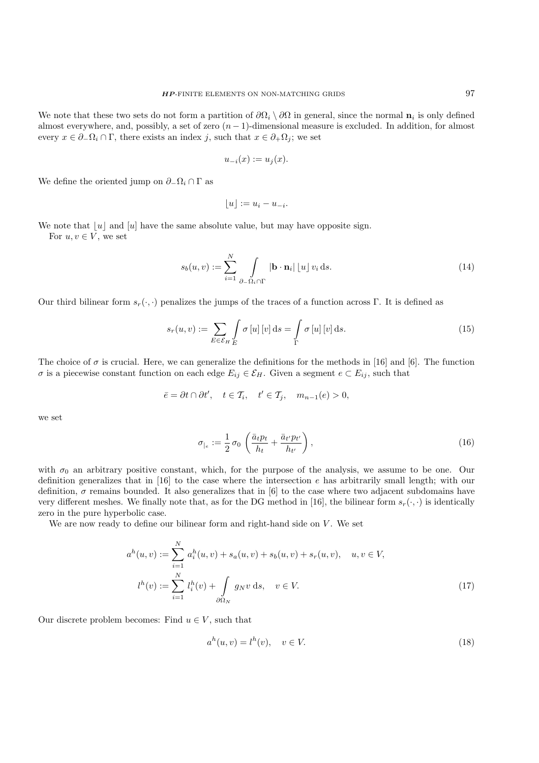We note that these two sets do not form a partition of $\partial\Omega_i \setminus \partial\Omega$ in general, since the normal $\mathbf{n}_i$ is only defined almost everywhere, and, possibly, a set of zero $(n-1)$-dimensional measure is excluded. In addition, for almost every $x \in \partial_-\Omega_i \cap \Gamma$, there exists an index $j$, such that $x \in \partial_+\Omega_j$; we set

$$u_{-i}(x) := u_j(x).$$

We define the oriented jump on $\partial_-\Omega_i \cap \Gamma$ as

$$\lfloor u \rfloor := u_i - u_{-i}.$$

We note that $\lfloor u \rfloor$ and $[u]$ have the same absolute value, but may have opposite sign.

For $u, v \in V$, we set

$$s_b(u,v) := \sum_{i=1}^{N} \int_{\partial_-\Omega_i \cap \Gamma} |\mathbf{b}\cdot\mathbf{n}_i| \lfloor u \rfloor \, v_i \, \mathrm{d}s. \tag{14}$$

Our third bilinear form $s_r(\cdot,\cdot)$ penalizes the jumps of the traces of a function across $\Gamma$. It is defined as

$$s_r(u,v) := \sum_{E\in\mathcal{E}_H} \int_E \sigma\,[u]\,[v]\,\mathrm{d}s = \int_\Gamma \sigma\,[u]\,[v]\,\mathrm{d}s. \tag{15}$$

The choice of $\sigma$ is crucial. Here, we can generalize the definitions for the methods in [16] and [6]. The function $\sigma$ is a piecewise constant function on each edge $E_{ij} \in \mathcal{E}_H$. Given a segment $e \subset E_{ij}$, such that

$$\bar{e} = \partial t \cap \partial t', \quad t \in \mathcal{T}_i, \quad t' \in \mathcal{T}_j, \quad m_{n-1}(e) > 0,$$

we set

$$\sigma_{|_e} := \frac{1}{2}\,\sigma_0 \left( \frac{\bar{a}_t p_t}{h_t} + \frac{\bar{a}_{t'} p_{t'}}{h_{t'}} \right), \tag{16}$$

with $\sigma_0$ an arbitrary positive constant, which, for the purpose of the analysis, we assume to be one. Our definition generalizes that in [16] to the case where the intersection $e$ has arbitrarily small length; with our definition, $\sigma$ remains bounded. It also generalizes that in [6] to the case where two adjacent subdomains have very different meshes. We finally note that, as for the DG method in [16], the bilinear form $s_r(\cdot,\cdot)$ is identically zero in the pure hyperbolic case.

We are now ready to define our bilinear form and right-hand side on $V$. We set

$$\begin{aligned} a^h(u,v) &:= \sum_{i=1}^{N} a_i^h(u,v) + s_a(u,v) + s_b(u,v) + s_r(u,v), \quad u,v \in V, \\ l^h(v) &:= \sum_{i=1}^{N} l_i^h(v) + \int_{\partial\Omega_N} g_N v \,\mathrm{d}s, \quad v \in V. \end{aligned} \tag{17}$$

Our discrete problem becomes: Find $u \in V$, such that

$$a^h(u,v) = l^h(v), \quad v \in V. \tag{18}$$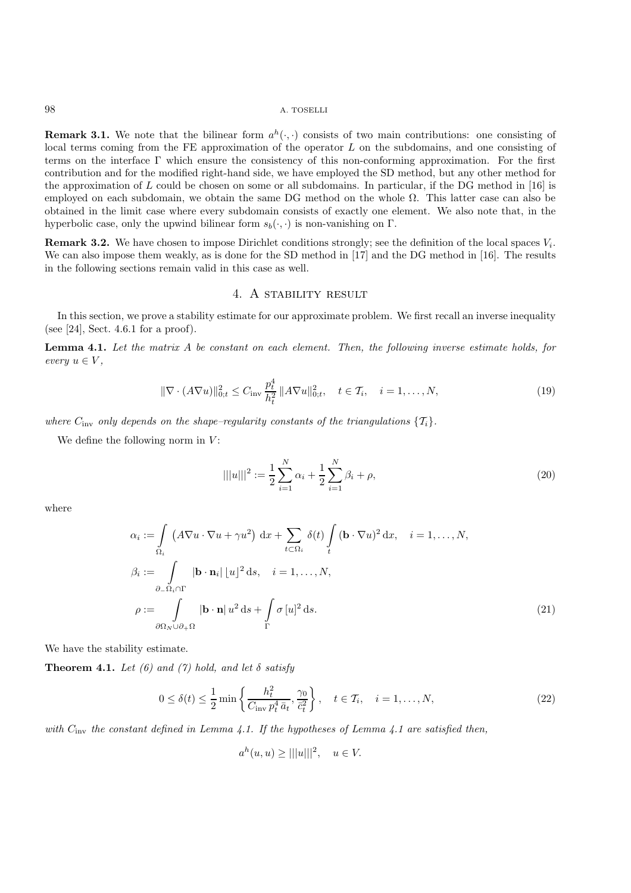**Remark 3.1.** We note that the bilinear form $a^h(\cdot,\cdot)$ consists of two main contributions: one consisting of local terms coming from the FE approximation of the operator $L$ on the subdomains, and one consisting of terms on the interface $\Gamma$ which ensure the consistency of this non-conforming approximation. For the first contribution and for the modified right-hand side, we have employed the SD method, but any other method for the approximation of $L$ could be chosen on some or all subdomains. In particular, if the DG method in [16] is employed on each subdomain, we obtain the same DG method on the whole $\Omega$. This latter case can also be obtained in the limit case where every subdomain consists of exactly one element. We also note that, in the hyperbolic case, only the upwind bilinear form $s_b(\cdot,\cdot)$ is non-vanishing on $\Gamma$.

**Remark 3.2.** We have chosen to impose Dirichlet conditions strongly; see the definition of the local spaces $V_i$. We can also impose them weakly, as is done for the SD method in [17] and the DG method in [16]. The results in the following sections remain valid in this case as well.

## 4. A stability result

In this section, we prove a stability estimate for our approximate problem. We first recall an inverse inequality (see [24], Sect. 4.6.1 for a proof).

**Lemma 4.1.** *Let the matrix $A$ be constant on each element. Then, the following inverse estimate holds, for every $u \in V$,*

$$\|\nabla \cdot (A\nabla u)\|_{0;t}^2 \leq C_{\rm inv}\,\frac{p_t^4}{h_t^2}\,\|A\nabla u\|_{0;t}^2, \quad t \in \mathcal{T}_i, \quad i = 1,\ldots,N, \tag{19}$$

*where $C_{\rm inv}$ only depends on the shape–regularity constants of the triangulations $\{\mathcal{T}_i\}$.*

We define the following norm in $V$:

$$|||u|||^2 := \frac{1}{2}\sum_{i=1}^{N}\alpha_i + \frac{1}{2}\sum_{i=1}^{N}\beta_i + \rho, \tag{20}$$

where

$$\begin{aligned}
\alpha_i &:= \int\limits_{\Omega_i} \left(A\nabla u \cdot \nabla u + \gamma u^2\right)\,{\rm d}x + \sum_{t\subset \Omega_i}\delta(t)\int\limits_{t}(\mathbf{b}\cdot\nabla u)^2\,{\rm d}x, \quad i = 1,\ldots,N,\\
\beta_i &:= \int\limits_{\partial_-\Omega_i\cap\Gamma} |\mathbf{b}\cdot\mathbf{n}_i|\,\lfloor u\rceil^2\,{\rm d}s, \quad i = 1,\ldots,N,\\
\rho &:= \int\limits_{\partial\Omega_N\cup\partial_+\Omega} |\mathbf{b}\cdot\mathbf{n}|\,u^2\,{\rm d}s + \int\limits_{\Gamma}\sigma\,[u]^2\,{\rm d}s.
\end{aligned} \tag{21}$$

We have the stability estimate.

**Theorem 4.1.** *Let (6) and (7) hold, and let $\delta$ satisfy*

$$0 \leq \delta(t) \leq \frac{1}{2}\min\left\{\frac{h_t^2}{C_{\rm inv}\,p_t^4\,\bar{a}_t},\frac{\gamma_0}{\bar{c}_t^2}\right\}, \quad t \in \mathcal{T}_i, \quad i = 1,\ldots,N, \tag{22}$$

*with $C_{\rm inv}$ the constant defined in Lemma 4.1. If the hypotheses of Lemma 4.1 are satisfied then,*

$$a^h(u,u) \geq |||u|||^2, \quad u \in V.$$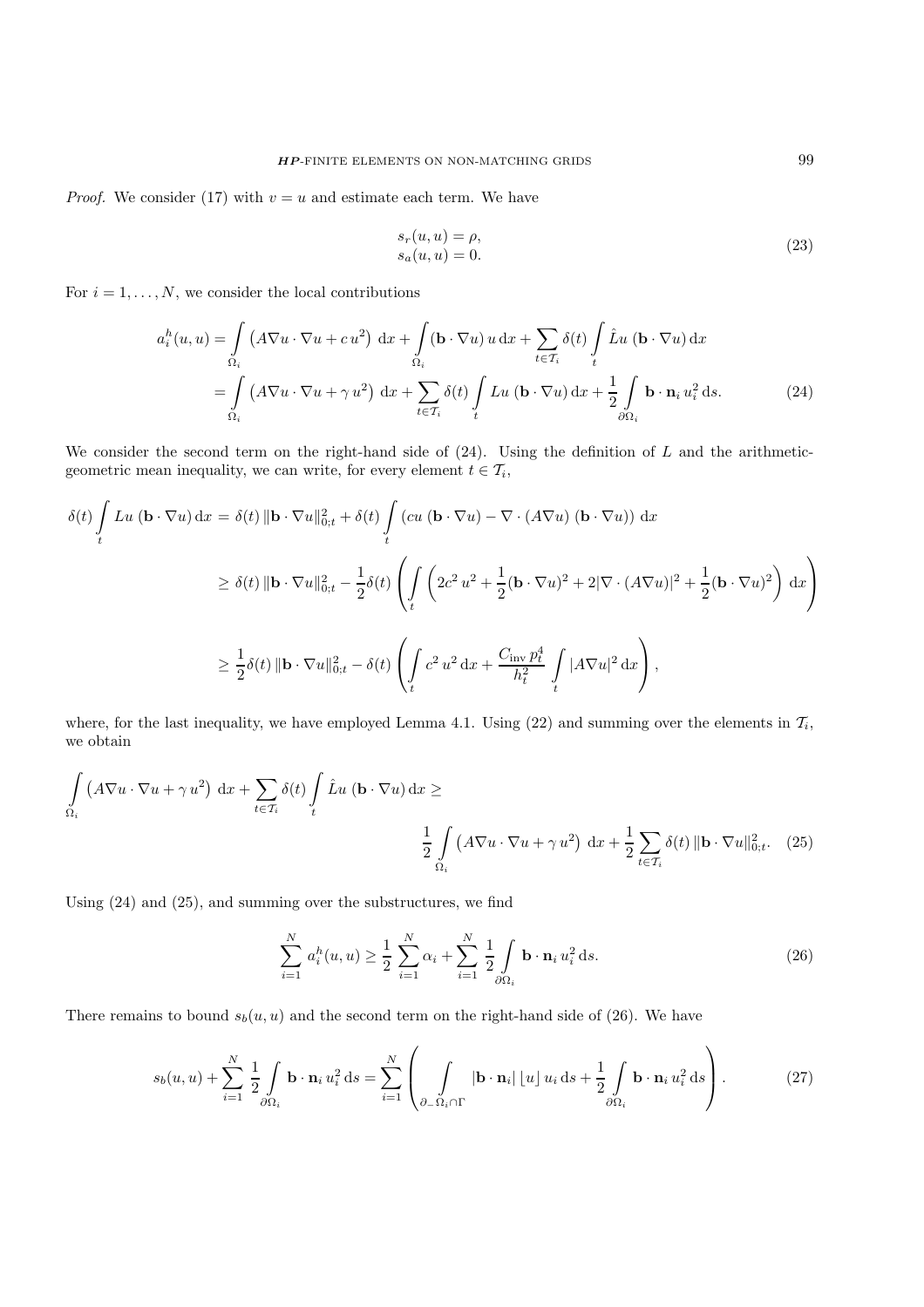*Proof.* We consider (17) with $v = u$ and estimate each term. We have

$$
\begin{aligned}
s_r(u, u) &= \rho, \\
s_a(u, u) &= 0.
\end{aligned}
\tag{23}
$$

For $i = 1, \ldots, N$, we consider the local contributions

$$
\begin{aligned}
a_i^h(u, u) &= \int_{\Omega_i} \left( A\nabla u \cdot \nabla u + c\, u^2 \right) \,\mathrm{d}x + \int_{\Omega_i} (\mathbf{b} \cdot \nabla u)\, u \,\mathrm{d}x + \sum_{t \in \mathcal{T}_i} \delta(t) \int_t \hat{L}u \; (\mathbf{b} \cdot \nabla u) \,\mathrm{d}x \\
&= \int_{\Omega_i} \left( A\nabla u \cdot \nabla u + \gamma\, u^2 \right) \,\mathrm{d}x + \sum_{t \in \mathcal{T}_i} \delta(t) \int_t Lu \; (\mathbf{b} \cdot \nabla u) \,\mathrm{d}x + \frac{1}{2} \int_{\partial \Omega_i} \mathbf{b} \cdot \mathbf{n}_i \, u_i^2 \,\mathrm{d}s.
\end{aligned}
\tag{24}
$$

We consider the second term on the right-hand side of (24). Using the definition of $L$ and the arithmetic-geometric mean inequality, we can write, for every element $t \in \mathcal{T}_i$,

$$
\begin{aligned}
\delta(t) \int_t Lu \; (\mathbf{b} \cdot \nabla u) \,\mathrm{d}x &= \delta(t) \, \|\mathbf{b} \cdot \nabla u\|_{0;t}^2 + \delta(t) \int_t \left( cu \; (\mathbf{b} \cdot \nabla u) - \nabla \cdot (A\nabla u) \; (\mathbf{b} \cdot \nabla u) \right) \,\mathrm{d}x \\
&\geq \delta(t) \, \|\mathbf{b} \cdot \nabla u\|_{0;t}^2 - \frac{1}{2}\delta(t) \left( \int_t \left( 2c^2 \, u^2 + \frac{1}{2}(\mathbf{b} \cdot \nabla u)^2 + 2|\nabla \cdot (A\nabla u)|^2 + \frac{1}{2}(\mathbf{b} \cdot \nabla u)^2 \right) \,\mathrm{d}x \right) \\
&\geq \frac{1}{2}\delta(t) \, \|\mathbf{b} \cdot \nabla u\|_{0;t}^2 - \delta(t) \left( \int_t c^2 \, u^2 \,\mathrm{d}x + \frac{C_{\mathrm{inv}} \, p_t^4}{h_t^2} \int_t |A\nabla u|^2 \,\mathrm{d}x \right),
\end{aligned}
$$

where, for the last inequality, we have employed Lemma 4.1. Using (22) and summing over the elements in $\mathcal{T}_i$, we obtain

$$
\int_{\Omega_i} \left( A\nabla u \cdot \nabla u + \gamma\, u^2 \right) \,\mathrm{d}x + \sum_{t \in \mathcal{T}_i} \delta(t) \int_t \hat{L}u \; (\mathbf{b} \cdot \nabla u) \,\mathrm{d}x \geq \frac{1}{2} \int_{\Omega_i} \left( A\nabla u \cdot \nabla u + \gamma\, u^2 \right) \,\mathrm{d}x + \frac{1}{2} \sum_{t \in \mathcal{T}_i} \delta(t) \, \|\mathbf{b} \cdot \nabla u\|_{0;t}^2.
\tag{25}
$$

Using (24) and (25), and summing over the substructures, we find

$$
\sum_{i=1}^{N} a_i^h(u, u) \geq \frac{1}{2} \sum_{i=1}^{N} \alpha_i + \sum_{i=1}^{N} \frac{1}{2} \int_{\partial \Omega_i} \mathbf{b} \cdot \mathbf{n}_i \, u_i^2 \,\mathrm{d}s.
\tag{26}
$$

There remains to bound $s_b(u, u)$ and the second term on the right-hand side of (26). We have

$$
s_b(u, u) + \sum_{i=1}^{N} \frac{1}{2} \int_{\partial \Omega_i} \mathbf{b} \cdot \mathbf{n}_i \, u_i^2 \,\mathrm{d}s = \sum_{i=1}^{N} \left( \int_{\partial_- \Omega_i \cap \Gamma} |\mathbf{b} \cdot \mathbf{n}_i| \, \lfloor u \rfloor \, u_i \,\mathrm{d}s + \frac{1}{2} \int_{\partial \Omega_i} \mathbf{b} \cdot \mathbf{n}_i \, u_i^2 \,\mathrm{d}s \right).
\tag{27}
$$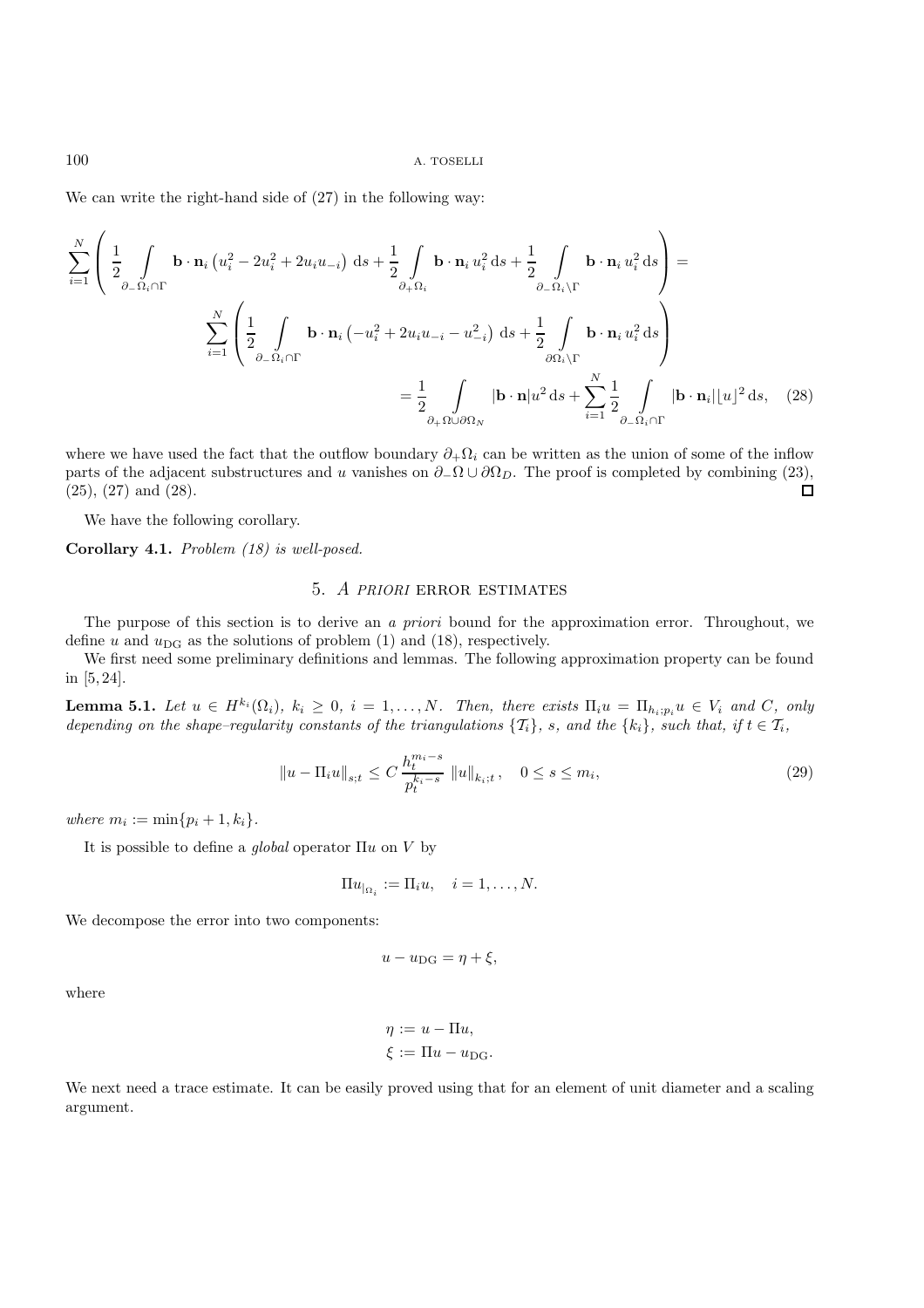We can write the right-hand side of (27) in the following way:

$$
\sum_{i=1}^{N} \left( \frac{1}{2} \int_{\partial_-\Omega_i \cap \Gamma} \mathbf{b}\cdot\mathbf{n}_i \left(u_i^2 - 2u_i^2 + 2u_i u_{-i}\right) \, \mathrm{d}s + \frac{1}{2} \int_{\partial_+\Omega_i} \mathbf{b}\cdot\mathbf{n}_i \, u_i^2 \, \mathrm{d}s + \frac{1}{2} \int_{\partial_-\Omega_i \setminus \Gamma} \mathbf{b}\cdot\mathbf{n}_i \, u_i^2 \, \mathrm{d}s \right) =
$$

$$
\sum_{i=1}^{N} \left( \frac{1}{2} \int_{\partial_-\Omega_i \cap \Gamma} \mathbf{b}\cdot\mathbf{n}_i \left(-u_i^2 + 2u_i u_{-i} - u_{-i}^2\right) \, \mathrm{d}s + \frac{1}{2} \int_{\partial\Omega_i \setminus \Gamma} \mathbf{b}\cdot\mathbf{n}_i \, u_i^2 \, \mathrm{d}s \right)
$$

$$
= \frac{1}{2} \int_{\partial_+\Omega \cup \partial\Omega_N} |\mathbf{b}\cdot\mathbf{n}| u^2 \, \mathrm{d}s + \sum_{i=1}^{N} \frac{1}{2} \int_{\partial_-\Omega_i \cap \Gamma} |\mathbf{b}\cdot\mathbf{n}_i| \lfloor u \rfloor^2 \, \mathrm{d}s, \quad (28)
$$

where we have used the fact that the outflow boundary $\partial_+\Omega_i$ can be written as the union of some of the inflow parts of the adjacent substructures and $u$ vanishes on $\partial_-\Omega \cup \partial\Omega_D$. The proof is completed by combining (23), (25), (27) and (28). □

We have the following corollary.

**Corollary 4.1.** *Problem (18) is well-posed.*

## 5. *A priori* error estimates

The purpose of this section is to derive an *a priori* bound for the approximation error. Throughout, we define $u$ and $u_{\mathrm{DG}}$ as the solutions of problem (1) and (18), respectively.

We first need some preliminary definitions and lemmas. The following approximation property can be found in [5, 24].

**Lemma 5.1.** *Let $u \in H^{k_i}(\Omega_i)$, $k_i \geq 0$, $i = 1, \ldots, N$. Then, there exists $\Pi_i u = \Pi_{h_i;p_i} u \in V_i$ and $C$, only depending on the shape–regularity constants of the triangulations $\{\mathcal{T}_i\}$, $s$, and the $\{k_i\}$, such that, if $t \in \mathcal{T}_i$,*

$$
\|u - \Pi_i u\|_{s;t} \leq C \, \frac{h_t^{m_i - s}}{p_t^{k_i - s}} \, \|u\|_{k_i;t}, \quad 0 \leq s \leq m_i, \quad (29)
$$

*where $m_i := \min\{p_i + 1, k_i\}$.*

It is possible to define a *global* operator $\Pi u$ on $V$ by

$$
\Pi u_{|_{\Omega_i}} := \Pi_i u, \quad i = 1, \ldots, N.
$$

We decompose the error into two components:

$$
u - u_{\mathrm{DG}} = \eta + \xi,
$$

where

$$
\begin{aligned}
\eta &:= u - \Pi u, \\
\xi &:= \Pi u - u_{\mathrm{DG}}.
\end{aligned}
$$

We next need a trace estimate. It can be easily proved using that for an element of unit diameter and a scaling argument.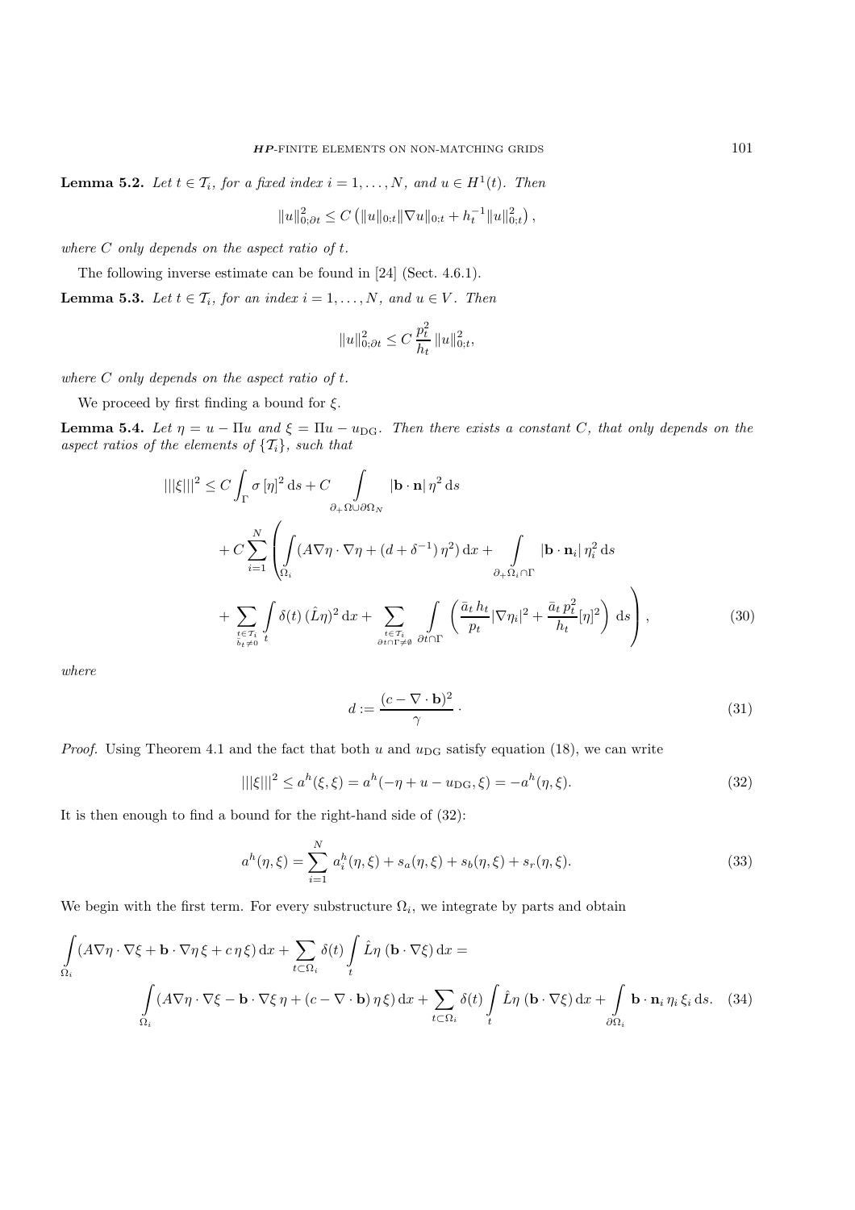**Lemma 5.2.** *Let $t \in \mathcal{T}_i$, for a fixed index $i = 1, \ldots, N$, and $u \in H^1(t)$. Then*

$$\|u\|_{0;\partial t}^2 \leq C \left( \|u\|_{0;t} \|\nabla u\|_{0;t} + h_t^{-1} \|u\|_{0;t}^2 \right),$$

*where $C$ only depends on the aspect ratio of $t$.*

The following inverse estimate can be found in [24] (Sect. 4.6.1).

**Lemma 5.3.** *Let $t \in \mathcal{T}_i$, for an index $i = 1, \ldots, N$, and $u \in V$. Then*

$$\|u\|_{0;\partial t}^2 \leq C \, \frac{p_t^2}{h_t} \, \|u\|_{0;t}^2,$$

*where $C$ only depends on the aspect ratio of $t$.*

We proceed by first finding a bound for $\xi$.

**Lemma 5.4.** *Let $\eta = u - \Pi u$ and $\xi = \Pi u - u_{\mathrm{DG}}$. Then there exists a constant $C$, that only depends on the aspect ratios of the elements of $\{\mathcal{T}_i\}$, such that*

$$
\begin{aligned}
|||\xi|||^2 \leq\; & C \int_\Gamma \sigma \, [\eta]^2 \, \mathrm{d}s + C \int\limits_{\partial_+ \Omega \cup \partial \Omega_N} |\mathbf{b} \cdot \mathbf{n}| \, \eta^2 \, \mathrm{d}s \\
& + C \sum_{i=1}^N \left( \int\limits_{\Omega_i} (A \nabla \eta \cdot \nabla \eta + (d + \delta^{-1}) \, \eta^2) \, \mathrm{d}x + \int\limits_{\partial_+ \Omega_i \cap \Gamma} |\mathbf{b} \cdot \mathbf{n}_i| \, \eta_i^2 \, \mathrm{d}s \right. \\
& \left. + \sum_{\substack{t \in \mathcal{T}_i \\ \bar{b}_t \neq 0}} \int\limits_t \delta(t) \, (\hat{L}\eta)^2 \, \mathrm{d}x + \sum_{\substack{t \in \mathcal{T}_i \\ \partial t \cap \Gamma \neq \emptyset}} \int\limits_{\partial t \cap \Gamma} \left( \frac{\bar{a}_t \, h_t}{p_t} |\nabla \eta_i|^2 + \frac{\bar{a}_t \, p_t^2}{h_t} [\eta]^2 \right) \, \mathrm{d}s \right),
\end{aligned}
\tag{30}
$$

*where*

$$d := \frac{(c - \nabla \cdot \mathbf{b})^2}{\gamma} \cdot \tag{31}$$

*Proof.* Using Theorem 4.1 and the fact that both $u$ and $u_{\mathrm{DG}}$ satisfy equation (18), we can write

$$|||\xi|||^2 \leq a^h(\xi, \xi) = a^h(-\eta + u - u_{\mathrm{DG}}, \xi) = -a^h(\eta, \xi). \tag{32}$$

It is then enough to find a bound for the right-hand side of (32):

$$a^h(\eta, \xi) = \sum_{i=1}^N a_i^h(\eta, \xi) + s_a(\eta, \xi) + s_b(\eta, \xi) + s_r(\eta, \xi). \tag{33}$$

We begin with the first term. For every substructure $\Omega_i$, we integrate by parts and obtain

$$
\begin{aligned}
& \int\limits_{\Omega_i} (A \nabla \eta \cdot \nabla \xi + \mathbf{b} \cdot \nabla \eta \, \xi + c \, \eta \, \xi) \, \mathrm{d}x + \sum_{t \subset \Omega_i} \delta(t) \int\limits_t \hat{L}\eta \, (\mathbf{b} \cdot \nabla \xi) \, \mathrm{d}x = \\
& \qquad \int\limits_{\Omega_i} (A \nabla \eta \cdot \nabla \xi - \mathbf{b} \cdot \nabla \xi \, \eta + (c - \nabla \cdot \mathbf{b}) \, \eta \, \xi) \, \mathrm{d}x + \sum_{t \subset \Omega_i} \delta(t) \int\limits_t \hat{L}\eta \, (\mathbf{b} \cdot \nabla \xi) \, \mathrm{d}x + \int\limits_{\partial \Omega_i} \mathbf{b} \cdot \mathbf{n}_i \, \eta_i \, \xi_i \, \mathrm{d}s.
\end{aligned}
\tag{34}
$$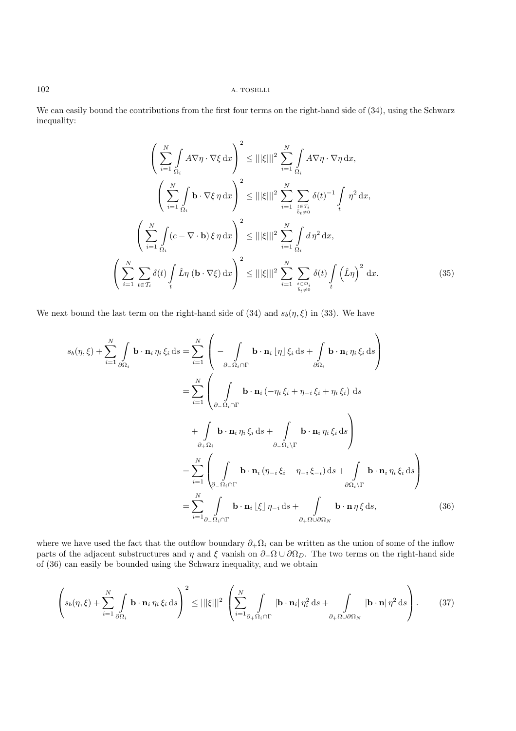We can easily bound the contributions from the first four terms on the right-hand side of (34), using the Schwarz inequality:

$$
\begin{aligned}
\left( \sum_{i=1}^N \int_{\Omega_i} A\nabla\eta\cdot\nabla\xi \,\mathrm{d}x \right)^2 &\le |||\xi|||^2 \sum_{i=1}^N \int_{\Omega_i} A\nabla\eta\cdot\nabla\eta\,\mathrm{d}x,\\
\left( \sum_{i=1}^N \int_{\Omega_i} \mathbf{b}\cdot\nabla\xi\,\eta\,\mathrm{d}x \right)^2 &\le |||\xi|||^2 \sum_{i=1}^N \sum_{\substack{t\in\mathcal{T}_i\\ \bar{b}_t\neq 0}} \delta(t)^{-1} \int_t \eta^2\,\mathrm{d}x,\\
\left( \sum_{i=1}^N \int_{\Omega_i} (c-\nabla\cdot\mathbf{b})\,\xi\,\eta\,\mathrm{d}x \right)^2 &\le |||\xi|||^2 \sum_{i=1}^N \int_{\Omega_i} d\,\eta^2\,\mathrm{d}x,\\
\left( \sum_{i=1}^N \sum_{t\in\mathcal{T}_i} \delta(t) \int_t \hat{L}\eta\,(\mathbf{b}\cdot\nabla\xi)\,\mathrm{d}x \right)^2 &\le |||\xi|||^2 \sum_{i=1}^N \sum_{\substack{t\subset\Omega_i\\ \bar{b}_t\neq 0}} \delta(t) \int_t \left(\hat{L}\eta\right)^2\,\mathrm{d}x.
\end{aligned}
\tag{35}
$$

We next bound the last term on the right-hand side of (34) and $s_b(\eta,\xi)$ in (33). We have

$$
\begin{aligned}
s_b(\eta,\xi) + \sum_{i=1}^N \int_{\partial\Omega_i} \mathbf{b}\cdot\mathbf{n}_i\,\eta_i\,\xi_i\,\mathrm{d}s &= \sum_{i=1}^N \left( -\int_{\partial_-\Omega_i\cap\Gamma} \mathbf{b}\cdot\mathbf{n}_i\,\lfloor\eta\rfloor\,\xi_i\,\mathrm{d}s + \int_{\partial\Omega_i} \mathbf{b}\cdot\mathbf{n}_i\,\eta_i\,\xi_i\,\mathrm{d}s \right)\\
&= \sum_{i=1}^N \left( \int_{\partial_-\Omega_i\cap\Gamma} \mathbf{b}\cdot\mathbf{n}_i\,(-\eta_i\,\xi_i + \eta_{-i}\,\xi_i + \eta_i\,\xi_i)\;\mathrm{d}s \right.\\
&\qquad \left. + \int_{\partial_+\Omega_i} \mathbf{b}\cdot\mathbf{n}_i\,\eta_i\,\xi_i\,\mathrm{d}s + \int_{\partial_-\Omega_i\setminus\Gamma} \mathbf{b}\cdot\mathbf{n}_i\,\eta_i\,\xi_i\,\mathrm{d}s \right)\\
&= \sum_{i=1}^N \left( \int_{\partial_-\Omega_i\cap\Gamma} \mathbf{b}\cdot\mathbf{n}_i\,(\eta_{-i}\,\xi_i - \eta_{-i}\,\xi_{-i})\,\mathrm{d}s + \int_{\partial\Omega_i\setminus\Gamma} \mathbf{b}\cdot\mathbf{n}_i\,\eta_i\,\xi_i\,\mathrm{d}s \right)\\
&= \sum_{i=1}^N \int_{\partial_-\Omega_i\cap\Gamma} \mathbf{b}\cdot\mathbf{n}_i\,\lfloor\xi\rfloor\,\eta_{-i}\,\mathrm{d}s + \int_{\partial_+\Omega\cup\partial\Omega_N} \mathbf{b}\cdot\mathbf{n}\,\eta\,\xi\,\mathrm{d}s,
\end{aligned}
\tag{36}
$$

where we have used the fact that the outflow boundary $\partial_+\Omega_i$ can be written as the union of some of the inflow parts of the adjacent substructures and $\eta$ and $\xi$ vanish on $\partial_-\Omega\cup\partial\Omega_D$. The two terms on the right-hand side of (36) can easily be bounded using the Schwarz inequality, and we obtain

$$
\left( s_b(\eta,\xi) + \sum_{i=1}^N \int_{\partial\Omega_i} \mathbf{b}\cdot\mathbf{n}_i\,\eta_i\,\xi_i\,\mathrm{d}s \right)^2 \le |||\xi|||^2 \left( \sum_{i=1}^N \int_{\partial_+\Omega_i\cap\Gamma} |\mathbf{b}\cdot\mathbf{n}_i|\,\eta_i^2\,\mathrm{d}s + \int_{\partial_+\Omega\cup\partial\Omega_N} |\mathbf{b}\cdot\mathbf{n}|\,\eta^2\,\mathrm{d}s \right).
\tag{37}
$$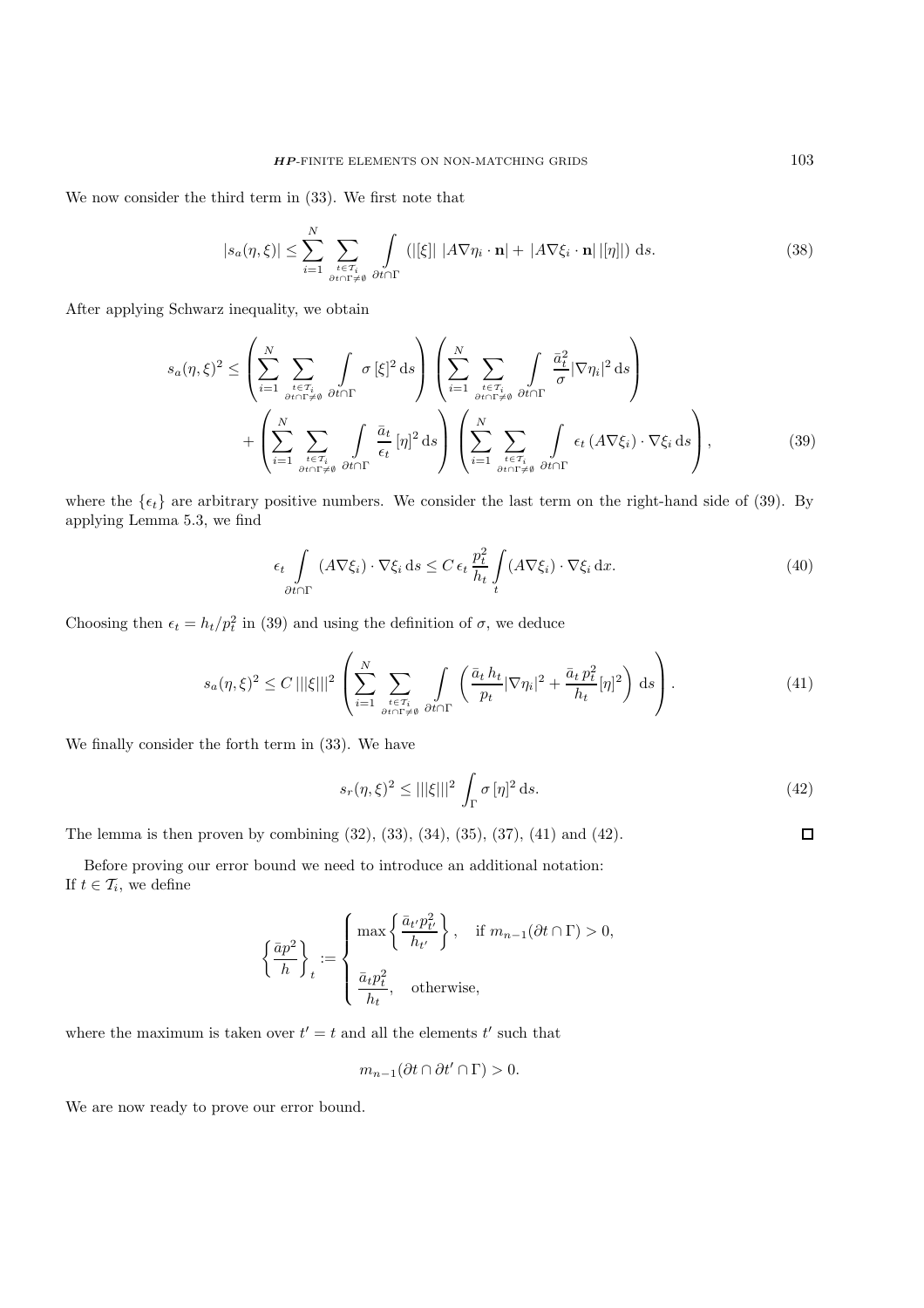We now consider the third term in (33). We first note that

$$|s_a(\eta,\xi)| \leq \sum_{i=1}^{N} \sum_{\substack{t\in\mathcal{T}_i \\ \partial t\cap\Gamma\neq\emptyset}} \int\limits_{\partial t\cap\Gamma} \left(|[\xi]|\,|A\nabla\eta_i\cdot\mathbf{n}| + |A\nabla\xi_i\cdot\mathbf{n}|\,|[\eta]|\right)\,\mathrm{d}s. \tag{38}$$

After applying Schwarz inequality, we obtain

$$\begin{aligned} s_a(\eta,\xi)^2 \leq & \left(\sum_{i=1}^{N} \sum_{\substack{t\in\mathcal{T}_i \\ \partial t\cap\Gamma\neq\emptyset}} \int\limits_{\partial t\cap\Gamma} \sigma\,[\xi]^2\,\mathrm{d}s\right)\left(\sum_{i=1}^{N} \sum_{\substack{t\in\mathcal{T}_i \\ \partial t\cap\Gamma\neq\emptyset}} \int\limits_{\partial t\cap\Gamma} \frac{\bar{a}_t^2}{\sigma}|\nabla\eta_i|^2\,\mathrm{d}s\right) \\ & + \left(\sum_{i=1}^{N} \sum_{\substack{t\in\mathcal{T}_i \\ \partial t\cap\Gamma\neq\emptyset}} \int\limits_{\partial t\cap\Gamma} \frac{\bar{a}_t}{\epsilon_t}\,[\eta]^2\,\mathrm{d}s\right)\left(\sum_{i=1}^{N} \sum_{\substack{t\in\mathcal{T}_i \\ \partial t\cap\Gamma\neq\emptyset}} \int\limits_{\partial t\cap\Gamma} \epsilon_t\,(A\nabla\xi_i)\cdot\nabla\xi_i\,\mathrm{d}s\right), \end{aligned} \tag{39}$$

where the $\{\epsilon_t\}$ are arbitrary positive numbers. We consider the last term on the right-hand side of (39). By applying Lemma 5.3, we find

$$\epsilon_t \int\limits_{\partial t\cap\Gamma} (A\nabla\xi_i)\cdot\nabla\xi_i\,\mathrm{d}s \leq C\,\epsilon_t\,\frac{p_t^2}{h_t}\int\limits_{t}(A\nabla\xi_i)\cdot\nabla\xi_i\,\mathrm{d}x. \tag{40}$$

Choosing then $\epsilon_t = h_t/p_t^2$ in (39) and using the definition of $\sigma$, we deduce

$$s_a(\eta,\xi)^2 \leq C\,|||\xi|||^2 \left(\sum_{i=1}^{N} \sum_{\substack{t\in\mathcal{T}_i \\ \partial t\cap\Gamma\neq\emptyset}} \int\limits_{\partial t\cap\Gamma} \left(\frac{\bar{a}_t\,h_t}{p_t}|\nabla\eta_i|^2 + \frac{\bar{a}_t\,p_t^2}{h_t}[\eta]^2\right)\,\mathrm{d}s\right). \tag{41}$$

We finally consider the forth term in (33). We have

$$s_r(\eta,\xi)^2 \leq |||\xi|||^2 \int_\Gamma \sigma\,[\eta]^2\,\mathrm{d}s. \tag{42}$$

The lemma is then proven by combining (32), (33), (34), (35), (37), (41) and (42). $\square$

Before proving our error bound we need to introduce an additional notation:
If $t\in\mathcal{T}_i$, we define

$$\left\{\frac{\bar{a}p^2}{h}\right\}_t := \begin{cases} \max\left\{\dfrac{\bar{a}_{t'}p_{t'}^2}{h_{t'}}\right\}, & \text{if } m_{n-1}(\partial t\cap\Gamma)>0, \\[2ex] \dfrac{\bar{a}_t p_t^2}{h_t}, & \text{otherwise,} \end{cases}$$

where the maximum is taken over $t'=t$ and all the elements $t'$ such that

$$m_{n-1}(\partial t\cap\partial t'\cap\Gamma)>0.$$

We are now ready to prove our error bound.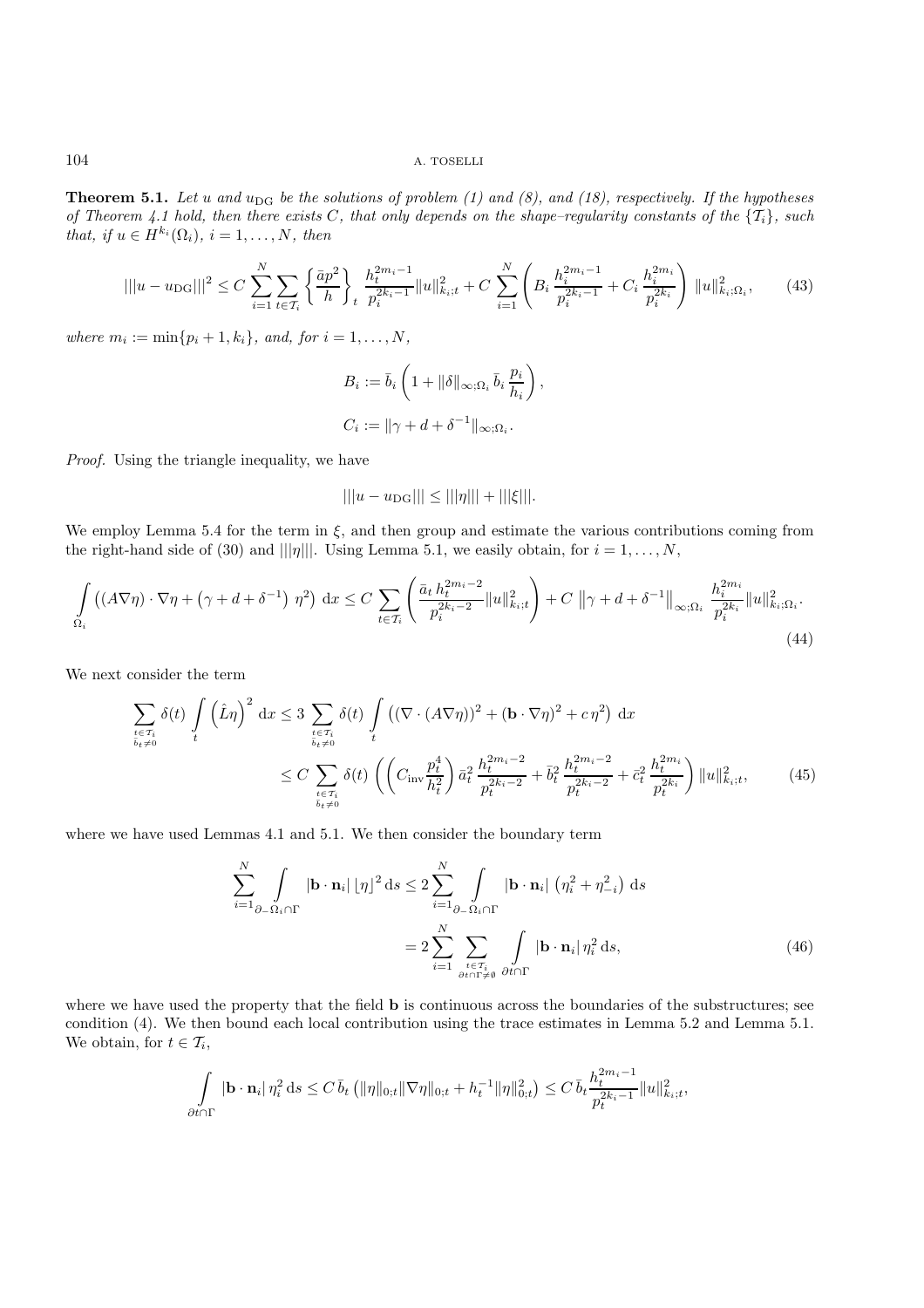**Theorem 5.1.** *Let $u$ and $u_{\rm DG}$ be the solutions of problem (1) and (8), and (18), respectively. If the hypotheses of Theorem 4.1 hold, then there exists $C$, that only depends on the shape–regularity constants of the $\{\mathcal{T}_i\}$, such that, if $u \in H^{k_i}(\Omega_i)$, $i = 1, \ldots, N$, then*

$$|||u - u_{\rm DG}|||^2 \le C \sum_{i=1}^{N} \sum_{t \in \mathcal{T}_i} \left\{ \frac{\bar{a} p^2}{h} \right\}_t \frac{h_t^{2m_i - 1}}{p_i^{2k_i - 1}} \|u\|_{k_i;t}^2 + C \sum_{i=1}^{N} \left( B_i \, \frac{h_i^{2m_i - 1}}{p_i^{2k_i - 1}} + C_i \, \frac{h_i^{2m_i}}{p_i^{2k_i}} \right) \|u\|_{k_i;\Omega_i}^2, \tag{43}$$

*where $m_i := \min\{p_i + 1, k_i\}$, and, for $i = 1, \ldots, N$,*

$$B_i := \bar{b}_i \left( 1 + \|\delta\|_{\infty;\Omega_i} \, \bar{b}_i \, \frac{p_i}{h_i} \right),$$

$$C_i := \|\gamma + d + \delta^{-1}\|_{\infty;\Omega_i}.$$

*Proof.* Using the triangle inequality, we have

$$|||u - u_{\rm DG}||| \le |||\eta||| + |||\xi|||.$$

We employ Lemma 5.4 for the term in $\xi$, and then group and estimate the various contributions coming from the right-hand side of (30) and $|||\eta|||$. Using Lemma 5.1, we easily obtain, for $i = 1, \ldots, N$,

$$\int_{\Omega_i} \left( (A \nabla \eta) \cdot \nabla \eta + \left( \gamma + d + \delta^{-1} \right) \, \eta^2 \right) \, {\rm d}x \le C \sum_{t \in \mathcal{T}_i} \left( \frac{\bar{a}_t \, h_t^{2m_i - 2}}{p_i^{2k_i - 2}} \|u\|_{k_i;t}^2 \right) + C \, \left\| \gamma + d + \delta^{-1} \right\|_{\infty;\Omega_i} \, \frac{h_i^{2m_i}}{p_i^{2k_i}} \|u\|_{k_i;\Omega_i}^2. \tag{44}$$

We next consider the term

$$\begin{aligned} \sum_{\substack{t \in \mathcal{T}_i \\ \bar{b}_t \ne 0}} \delta(t) \int_t \left( \hat{L} \eta \right)^2 \, {\rm d}x &\le 3 \sum_{\substack{t \in \mathcal{T}_i \\ \bar{b}_t \ne 0}} \delta(t) \int_t \left( (\nabla \cdot (A \nabla \eta))^2 + (\mathbf{b} \cdot \nabla \eta)^2 + c \, \eta^2 \right) \, {\rm d}x \\ &\le C \sum_{\substack{t \in \mathcal{T}_i \\ \bar{b}_t \ne 0}} \delta(t) \left( \left( C_{\rm inv} \frac{p_t^4}{h_t^2} \right) \bar{a}_t^2 \, \frac{h_t^{2m_i - 2}}{p_t^{2k_i - 2}} + \bar{b}_t^2 \, \frac{h_t^{2m_i - 2}}{p_t^{2k_i - 2}} + \bar{c}_t^2 \, \frac{h_t^{2m_i}}{p_t^{2k_i}} \right) \|u\|_{k_i;t}^2, \end{aligned} \tag{45}$$

where we have used Lemmas 4.1 and 5.1. We then consider the boundary term

$$\begin{aligned} \sum_{i=1}^{N} \int_{\partial_- \Omega_i \cap \Gamma} |\mathbf{b} \cdot \mathbf{n}_i| \, \lfloor \eta \rceil^2 \, {\rm d}s &\le 2 \sum_{i=1}^{N} \int_{\partial_- \Omega_i \cap \Gamma} |\mathbf{b} \cdot \mathbf{n}_i| \, \left( \eta_i^2 + \eta_{-i}^2 \right) \, {\rm d}s \\ &= 2 \sum_{i=1}^{N} \sum_{\substack{t \in \mathcal{T}_i \\ \partial t \cap \Gamma \ne \emptyset}} \int_{\partial t \cap \Gamma} |\mathbf{b} \cdot \mathbf{n}_i| \, \eta_i^2 \, {\rm d}s, \end{aligned} \tag{46}$$

where we have used the property that the field $\mathbf{b}$ is continuous across the boundaries of the substructures; see condition (4). We then bound each local contribution using the trace estimates in Lemma 5.2 and Lemma 5.1. We obtain, for $t \in \mathcal{T}_i$,

$$\int_{\partial t \cap \Gamma} |\mathbf{b} \cdot \mathbf{n}_i| \, \eta_i^2 \, {\rm d}s \le C \, \bar{b}_t \left( \|\eta\|_{0;t} \|\nabla \eta\|_{0;t} + h_t^{-1} \|\eta\|_{0;t}^2 \right) \le C \, \bar{b}_t \frac{h_t^{2m_i - 1}}{p_t^{2k_i - 1}} \|u\|_{k_i;t}^2,$$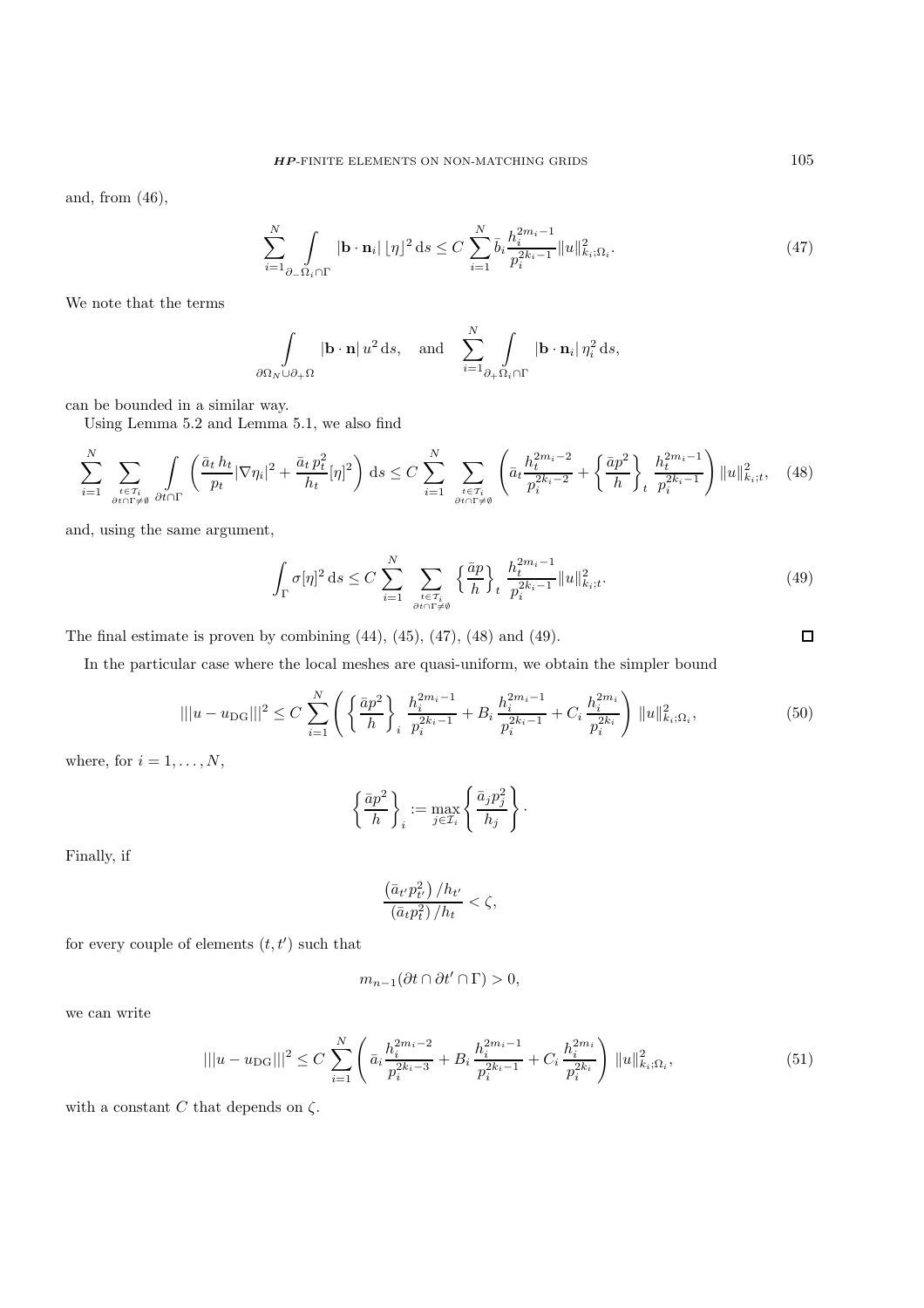and, from (46),

$$\sum_{i=1}^{N} \int_{\partial_-\Omega_i\cap\Gamma} |\mathbf{b}\cdot\mathbf{n}_i|\, \lfloor \eta \rfloor^2 \,\mathrm{d}s \le C \sum_{i=1}^{N} \bar{b}_i \frac{h_i^{2m_i-1}}{p_i^{2k_i-1}} \|u\|^2_{k_i;\Omega_i}. \tag{47}$$

We note that the terms

$$\int_{\partial\Omega_N\cup\partial_+\Omega} |\mathbf{b}\cdot\mathbf{n}|\, u^2 \,\mathrm{d}s, \quad \text{and} \quad \sum_{i=1}^{N} \int_{\partial_+\Omega_i\cap\Gamma} |\mathbf{b}\cdot\mathbf{n}_i|\, \eta_i^2 \,\mathrm{d}s,$$

can be bounded in a similar way.

Using Lemma 5.2 and Lemma 5.1, we also find

$$\sum_{i=1}^{N} \sum_{\substack{t\in\mathcal{T}_i\\ \partial t\cap\Gamma\neq\emptyset}} \int_{\partial t\cap\Gamma} \left( \frac{\bar{a}_t\, h_t}{p_t} |\nabla\eta_i|^2 + \frac{\bar{a}_t\, p_t^2}{h_t} [\eta]^2 \right) \mathrm{d}s \le C \sum_{i=1}^{N} \sum_{\substack{t\in\mathcal{T}_i\\ \partial t\cap\Gamma\neq\emptyset}} \left( \bar{a}_t \frac{h_t^{2m_i-2}}{p_i^{2k_i-2}} + \left\{\frac{\bar{a}p^2}{h}\right\}_t \frac{h_t^{2m_i-1}}{p_i^{2k_i-1}} \right) \|u\|^2_{k_i;t}, \tag{48}$$

and, using the same argument,

$$\int_\Gamma \sigma[\eta]^2 \,\mathrm{d}s \le C \sum_{i=1}^{N} \sum_{\substack{t\in\mathcal{T}_i\\ \partial t\cap\Gamma\neq\emptyset}} \left\{\frac{\bar{a}p}{h}\right\}_t \frac{h_t^{2m_i-1}}{p_i^{2k_i-1}} \|u\|^2_{k_i;t}. \tag{49}$$

The final estimate is proven by combining (44), (45), (47), (48) and (49). □

In the particular case where the local meshes are quasi-uniform, we obtain the simpler bound

$$|||u - u_{\mathrm{DG}}|||^2 \le C \sum_{i=1}^{N} \left( \left\{\frac{\bar{a}p^2}{h}\right\}_i \frac{h_i^{2m_i-1}}{p_i^{2k_i-1}} + B_i \frac{h_i^{2m_i-1}}{p_i^{2k_i-1}} + C_i \frac{h_i^{2m_i}}{p_i^{2k_i}} \right) \|u\|^2_{k_i;\Omega_i}, \tag{50}$$

where, for $i = 1, \ldots, N$,

$$\left\{\frac{\bar{a}p^2}{h}\right\}_i := \max_{j\in\mathcal{I}_i} \left\{ \frac{\bar{a}_j p_j^2}{h_j} \right\}.$$

Finally, if

$$\frac{\left(\bar{a}_{t'} p_{t'}^2\right)/h_{t'}}{\left(\bar{a}_t p_t^2\right)/h_t} < \zeta,$$

for every couple of elements $(t, t')$ such that

$$m_{n-1}(\partial t \cap \partial t' \cap \Gamma) > 0,$$

we can write

$$|||u - u_{\mathrm{DG}}|||^2 \le C \sum_{i=1}^{N} \left( \bar{a}_i \frac{h_i^{2m_i-2}}{p_i^{2k_i-3}} + B_i \frac{h_i^{2m_i-1}}{p_i^{2k_i-1}} + C_i \frac{h_i^{2m_i}}{p_i^{2k_i}} \right) \|u\|^2_{k_i;\Omega_i}, \tag{51}$$

with a constant $C$ that depends on $\zeta$.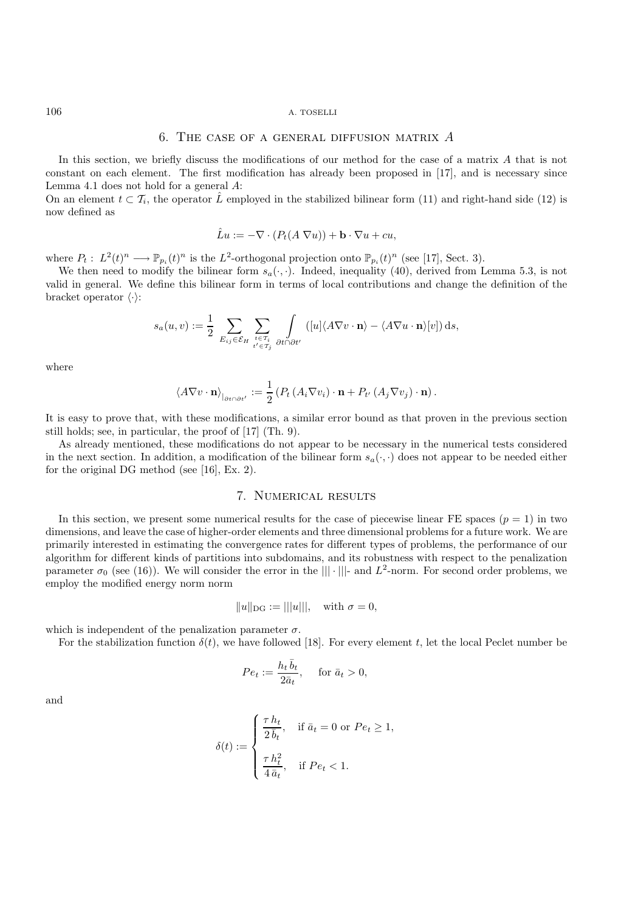## 6. The case of a general diffusion matrix $A$

In this section, we briefly discuss the modifications of our method for the case of a matrix $A$ that is not constant on each element. The first modification has already been proposed in [17], and is necessary since Lemma 4.1 does not hold for a general $A$:
On an element $t \subset \mathcal{T}_i$, the operator $\hat{L}$ employed in the stabilized bilinear form (11) and right-hand side (12) is now defined as

$$\hat{L}u := -\nabla \cdot (P_t(A\,\nabla u)) + \mathbf{b}\cdot\nabla u + cu,$$

where $P_t : L^2(t)^n \longrightarrow \mathbb{P}_{p_i}(t)^n$ is the $L^2$-orthogonal projection onto $\mathbb{P}_{p_i}(t)^n$ (see [17], Sect. 3).

We then need to modify the bilinear form $s_a(\cdot,\cdot)$. Indeed, inequality (40), derived from Lemma 5.3, is not valid in general. We define this bilinear form in terms of local contributions and change the definition of the bracket operator $\langle\cdot\rangle$:

$$s_a(u,v) := \frac{1}{2}\sum_{E_{ij}\in\mathcal{E}_H}\sum_{\substack{t\in\mathcal{T}_i\\ t'\in\mathcal{T}_j}}\int_{\partial t\cap\partial t'}\left([u]\langle A\nabla v\cdot\mathbf{n}\rangle - \langle A\nabla u\cdot\mathbf{n}\rangle[v]\right)\mathrm{d}s,$$

where

$$\langle A\nabla v\cdot\mathbf{n}\rangle_{|_{\partial t\cap\partial t'}} := \frac{1}{2}\left(P_t\left(A_i\nabla v_i\right)\cdot\mathbf{n} + P_{t'}\left(A_j\nabla v_j\right)\cdot\mathbf{n}\right).$$

It is easy to prove that, with these modifications, a similar error bound as that proven in the previous section still holds; see, in particular, the proof of [17] (Th. 9).

As already mentioned, these modifications do not appear to be necessary in the numerical tests considered in the next section. In addition, a modification of the bilinear form $s_a(\cdot,\cdot)$ does not appear to be needed either for the original DG method (see [16], Ex. 2).

## 7. Numerical results

In this section, we present some numerical results for the case of piecewise linear FE spaces ($p = 1$) in two dimensions, and leave the case of higher-order elements and three dimensional problems for a future work. We are primarily interested in estimating the convergence rates for different types of problems, the performance of our algorithm for different kinds of partitions into subdomains, and its robustness with respect to the penalization parameter $\sigma_0$ (see (16)). We will consider the error in the $|||\cdot|||$- and $L^2$-norm. For second order problems, we employ the modified energy norm norm

$$\|u\|_{\mathrm{DG}} := |||u|||, \quad \text{with } \sigma = 0,$$

which is independent of the penalization parameter $\sigma$.

For the stabilization function $\delta(t)$, we have followed [18]. For every element $t$, let the local Peclet number be

$$Pe_t := \frac{h_t\,\bar{b}_t}{2\bar{a}_t}, \quad \text{for } \bar{a}_t > 0,$$

and

$$\delta(t) := \begin{cases} \dfrac{\tau\,h_t}{2\,\bar{b}_t}, & \text{if } \bar{a}_t = 0 \text{ or } Pe_t \geq 1,\\[2ex] \dfrac{\tau\,h_t^2}{4\,\bar{a}_t}, & \text{if } Pe_t < 1. \end{cases}$$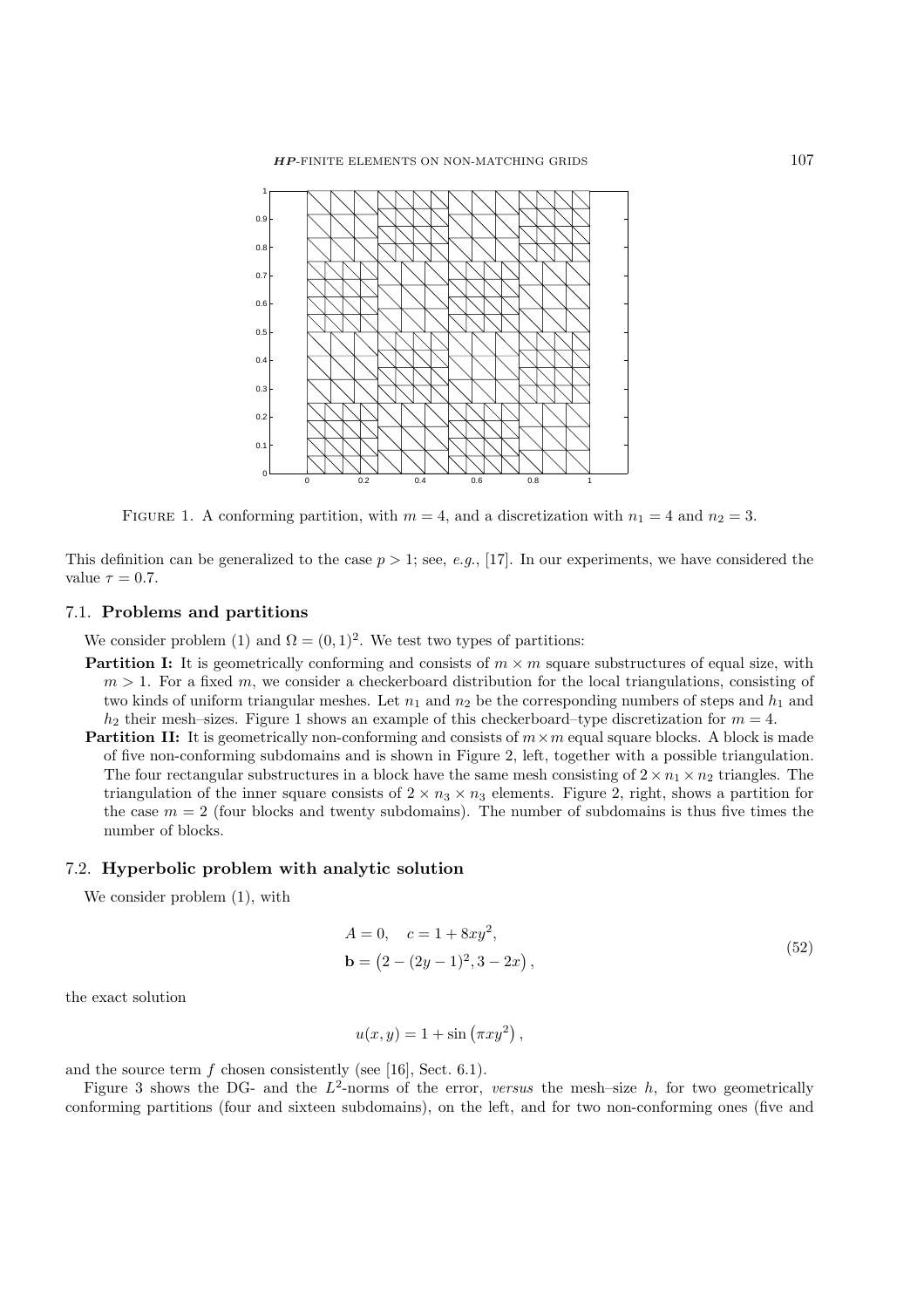FIGURE 1. A conforming partition, with $m = 4$, and a discretization with $n_1 = 4$ and $n_2 = 3$.

This definition can be generalized to the case $p > 1$; see, *e.g.*, [17]. In our experiments, we have considered the value $\tau = 0.7$.

### 7.1. Problems and partitions

We consider problem (1) and $\Omega = (0, 1)^2$. We test two types of partitions:

- **Partition I:** It is geometrically conforming and consists of $m \times m$ square substructures of equal size, with $m > 1$. For a fixed $m$, we consider a checkerboard distribution for the local triangulations, consisting of two kinds of uniform triangular meshes. Let $n_1$ and $n_2$ be the corresponding numbers of steps and $h_1$ and $h_2$ their mesh–sizes. Figure 1 shows an example of this checkerboard–type discretization for $m = 4$.
- **Partition II:** It is geometrically non-conforming and consists of $m \times m$ equal square blocks. A block is made of five non-conforming subdomains and is shown in Figure 2, left, together with a possible triangulation. The four rectangular substructures in a block have the same mesh consisting of $2 \times n_1 \times n_2$ triangles. The triangulation of the inner square consists of $2 \times n_3 \times n_3$ elements. Figure 2, right, shows a partition for the case $m = 2$ (four blocks and twenty subdomains). The number of subdomains is thus five times the number of blocks.

### 7.2. Hyperbolic problem with analytic solution

We consider problem (1), with

$$
\begin{aligned}
&A = 0, \quad c = 1 + 8xy^2, \\
&\mathbf{b} = \left(2 - (2y - 1)^2, 3 - 2x\right),
\end{aligned}
\tag{52}
$$

the exact solution

$$
u(x, y) = 1 + \sin\left(\pi x y^2\right),
$$

and the source term $f$ chosen consistently (see [16], Sect. 6.1).

Figure 3 shows the DG- and the $L^2$-norms of the error, *versus* the mesh–size $h$, for two geometrically conforming partitions (four and sixteen subdomains), on the left, and for two non-conforming ones (five and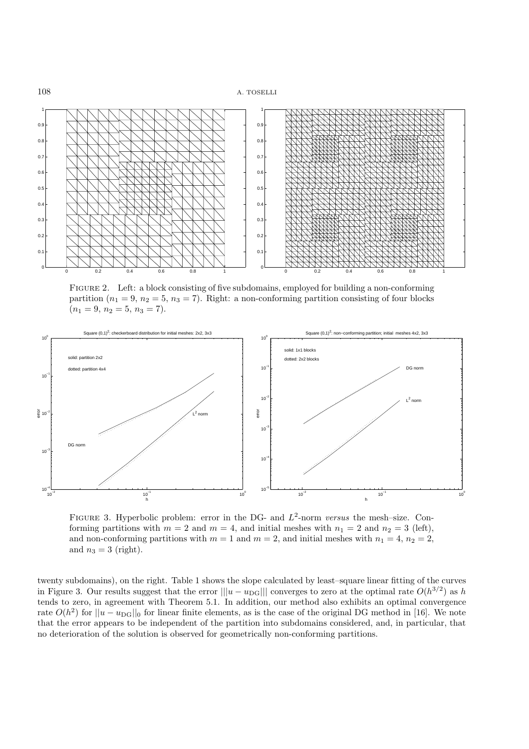FIGURE 2. Left: a block consisting of five subdomains, employed for building a non-conforming partition ($n_1 = 9$, $n_2 = 5$, $n_3 = 7$). Right: a non-conforming partition consisting of four blocks ($n_1 = 9$, $n_2 = 5$, $n_3 = 7$).

FIGURE 3. Hyperbolic problem: error in the DG- and $L^2$-norm *versus* the mesh–size. Conforming partitions with $m = 2$ and $m = 4$, and initial meshes with $n_1 = 2$ and $n_2 = 3$ (left), and non-conforming partitions with $m = 1$ and $m = 2$, and initial meshes with $n_1 = 4$, $n_2 = 2$, and $n_3 = 3$ (right).

twenty subdomains), on the right. Table 1 shows the slope calculated by least–square linear fitting of the curves in Figure 3. Our results suggest that the error $|||u - u_{\rm DG}|||$ converges to zero at the optimal rate $O(h^{3/2})$ as $h$ tends to zero, in agreement with Theorem 5.1. In addition, our method also exhibits an optimal convergence rate $O(h^2)$ for $||u - u_{\rm DG}||_0$ for linear finite elements, as is the case of the original DG method in [16]. We note that the error appears to be independent of the partition into subdomains considered, and, in particular, that no deterioration of the solution is observed for geometrically non-conforming partitions.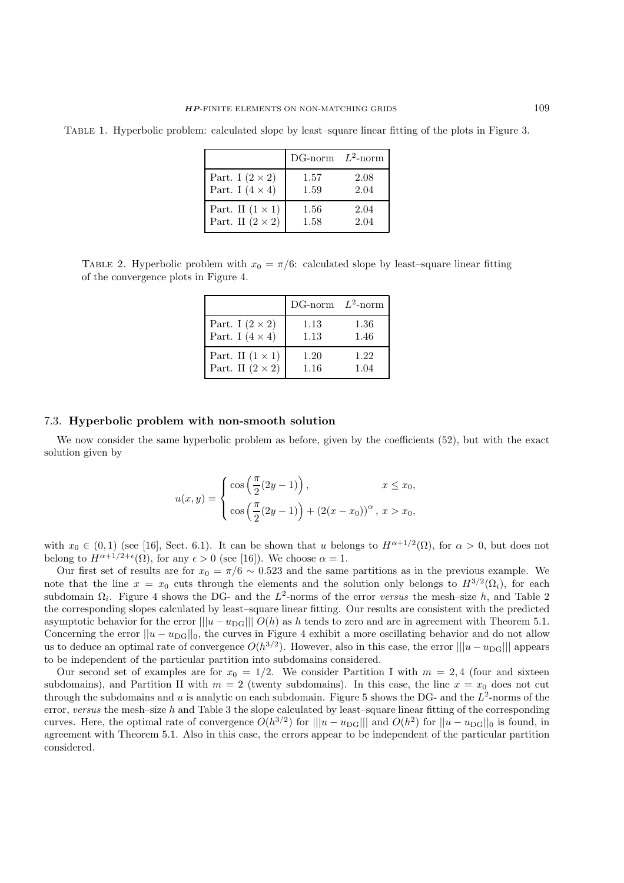Table 1. Hyperbolic problem: calculated slope by least–square linear fitting of the plots in Figure 3.

| | DG-norm | $L^2$-norm |
|---|---|---|
| Part. I $(2 \times 2)$ | 1.57 | 2.08 |
| Part. I $(4 \times 4)$ | 1.59 | 2.04 |
| Part. II $(1 \times 1)$ | 1.56 | 2.04 |
| Part. II $(2 \times 2)$ | 1.58 | 2.04 |

Table 2. Hyperbolic problem with $x_0 = \pi/6$: calculated slope by least–square linear fitting of the convergence plots in Figure 4.

| | DG-norm | $L^2$-norm |
|---|---|---|
| Part. I $(2 \times 2)$ | 1.13 | 1.36 |
| Part. I $(4 \times 4)$ | 1.13 | 1.46 |
| Part. II $(1 \times 1)$ | 1.20 | 1.22 |
| Part. II $(2 \times 2)$ | 1.16 | 1.04 |

### 7.3. **Hyperbolic problem with non-smooth solution**

We now consider the same hyperbolic problem as before, given by the coefficients (52), but with the exact solution given by

$$u(x,y) = \begin{cases} \cos\left(\dfrac{\pi}{2}(2y-1)\right), & x \leq x_0, \\ \cos\left(\dfrac{\pi}{2}(2y-1)\right) + (2(x-x_0))^{\alpha}, & x > x_0, \end{cases}$$

with $x_0 \in (0,1)$ (see [16], Sect. 6.1). It can be shown that $u$ belongs to $H^{\alpha+1/2}(\Omega)$, for $\alpha > 0$, but does not belong to $H^{\alpha+1/2+\epsilon}(\Omega)$, for any $\epsilon > 0$ (see [16]). We choose $\alpha = 1$.

Our first set of results are for $x_0 = \pi/6 \sim 0.523$ and the same partitions as in the previous example. We note that the line $x = x_0$ cuts through the elements and the solution only belongs to $H^{3/2}(\Omega_i)$, for each subdomain $\Omega_i$. Figure 4 shows the DG- and the $L^2$-norms of the error *versus* the mesh–size $h$, and Table 2 the corresponding slopes calculated by least–square linear fitting. Our results are consistent with the predicted asymptotic behavior for the error $|||u - u_{\mathrm{DG}}|||$ $O(h)$ as $h$ tends to zero and are in agreement with Theorem 5.1. Concerning the error $||u - u_{\mathrm{DG}}||_0$, the curves in Figure 4 exhibit a more oscillating behavior and do not allow us to deduce an optimal rate of convergence $O(h^{3/2})$. However, also in this case, the error $|||u - u_{\mathrm{DG}}|||$ appears to be independent of the particular partition into subdomains considered.

Our second set of examples are for $x_0 = 1/2$. We consider Partition I with $m = 2, 4$ (four and sixteen subdomains), and Partition II with $m = 2$ (twenty subdomains). In this case, the line $x = x_0$ does not cut through the subdomains and $u$ is analytic on each subdomain. Figure 5 shows the DG- and the $L^2$-norms of the error, *versus* the mesh–size $h$ and Table 3 the slope calculated by least–square linear fitting of the corresponding curves. Here, the optimal rate of convergence $O(h^{3/2})$ for $|||u - u_{\mathrm{DG}}|||$ and $O(h^2)$ for $||u - u_{\mathrm{DG}}||_0$ is found, in agreement with Theorem 5.1. Also in this case, the errors appear to be independent of the particular partition considered.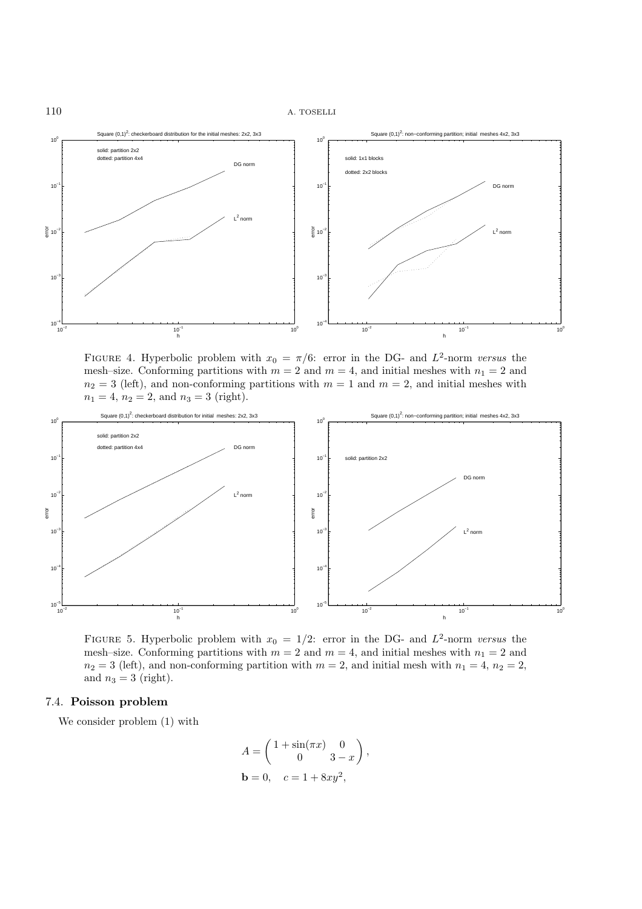FIGURE 4. Hyperbolic problem with $x_0 = \pi/6$: error in the DG- and $L^2$-norm *versus* the mesh–size. Conforming partitions with $m = 2$ and $m = 4$, and initial meshes with $n_1 = 2$ and $n_2 = 3$ (left), and non-conforming partitions with $m = 1$ and $m = 2$, and initial meshes with $n_1 = 4$, $n_2 = 2$, and $n_3 = 3$ (right).

FIGURE 5. Hyperbolic problem with $x_0 = 1/2$: error in the DG- and $L^2$-norm *versus* the mesh–size. Conforming partitions with $m = 2$ and $m = 4$, and initial meshes with $n_1 = 2$ and $n_2 = 3$ (left), and non-conforming partition with $m = 2$, and initial mesh with $n_1 = 4$, $n_2 = 2$, and $n_3 = 3$ (right).

### 7.4. **Poisson problem**

We consider problem (1) with

$$A = \begin{pmatrix} 1 + \sin(\pi x) & 0 \\ 0 & 3 - x \end{pmatrix},$$

$$\mathbf{b} = 0, \quad c = 1 + 8xy^2,$$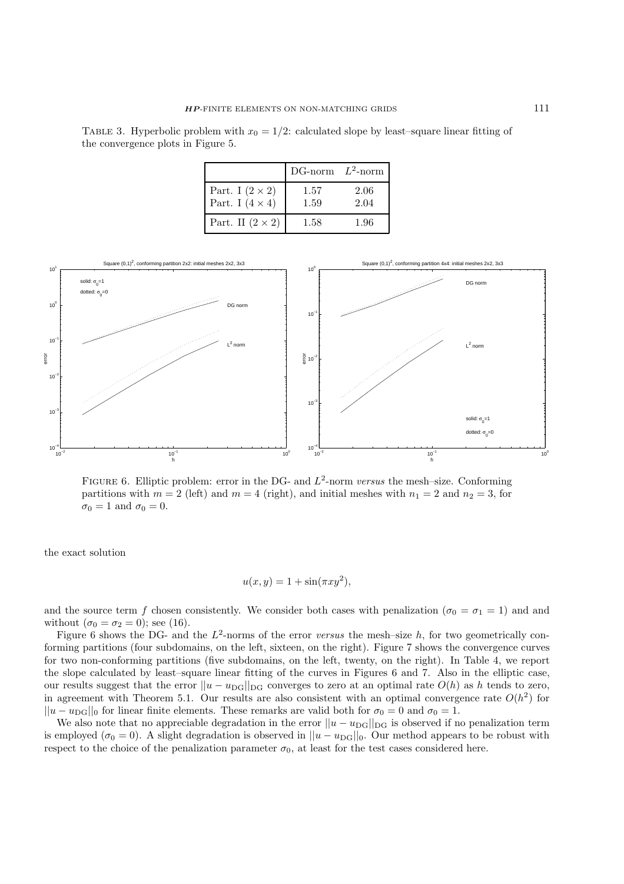TABLE 3. Hyperbolic problem with $x_0 = 1/2$: calculated slope by least–square linear fitting of the convergence plots in Figure 5.

| | DG-norm | $L^2$-norm |
|---|---|---|
| Part. I $(2 \times 2)$ | 1.57 | 2.06 |
| Part. I $(4 \times 4)$ | 1.59 | 2.04 |
| Part. II $(2 \times 2)$ | 1.58 | 1.96 |

FIGURE 6. Elliptic problem: error in the DG- and $L^2$-norm *versus* the mesh–size. Conforming partitions with $m = 2$ (left) and $m = 4$ (right), and initial meshes with $n_1 = 2$ and $n_2 = 3$, for $\sigma_0 = 1$ and $\sigma_0 = 0$.

the exact solution

$$u(x, y) = 1 + \sin(\pi x y^2),$$

and the source term $f$ chosen consistently. We consider both cases with penalization ($\sigma_0 = \sigma_1 = 1$) and and without ($\sigma_0 = \sigma_2 = 0$); see (16).

Figure 6 shows the DG- and the $L^2$-norms of the error *versus* the mesh–size $h$, for two geometrically conforming partitions (four subdomains, on the left, sixteen, on the right). Figure 7 shows the convergence curves for two non-conforming partitions (five subdomains, on the left, twenty, on the right). In Table 4, we report the slope calculated by least–square linear fitting of the curves in Figures 6 and 7. Also in the elliptic case, our results suggest that the error $||u - u_{\rm DG}||_{\rm DG}$ converges to zero at an optimal rate $O(h)$ as $h$ tends to zero, in agreement with Theorem 5.1. Our results are also consistent with an optimal convergence rate $O(h^2)$ for $||u - u_{\rm DG}||_0$ for linear finite elements. These remarks are valid both for $\sigma_0 = 0$ and $\sigma_0 = 1$.

We also note that no appreciable degradation in the error $||u - u_{\rm DG}||_{\rm DG}$ is observed if no penalization term is employed ($\sigma_0 = 0$). A slight degradation is observed in $||u - u_{\rm DG}||_0$. Our method appears to be robust with respect to the choice of the penalization parameter $\sigma_0$, at least for the test cases considered here.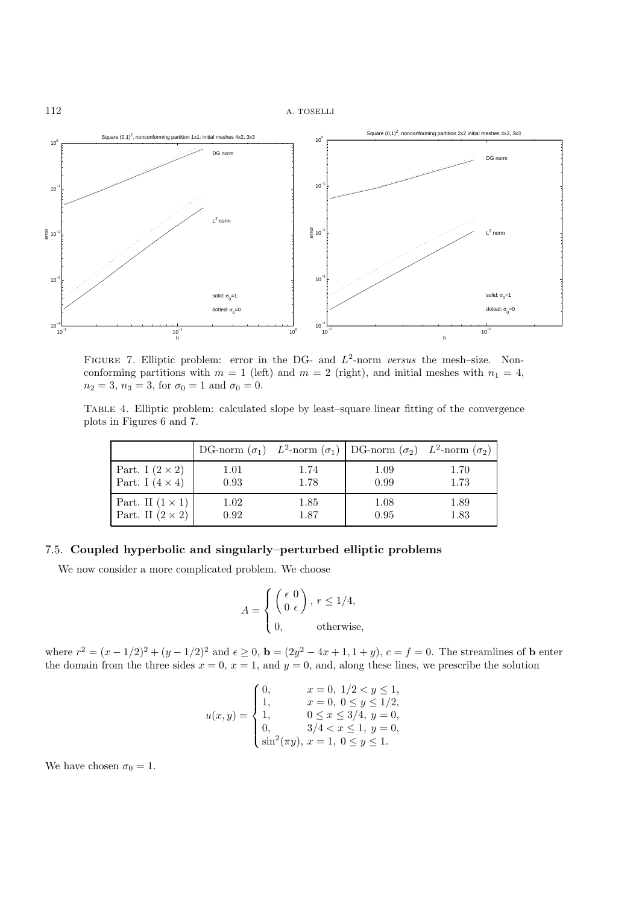FIGURE 7. Elliptic problem: error in the DG- and $L^2$-norm *versus* the mesh–size. Nonconforming partitions with $m = 1$ (left) and $m = 2$ (right), and initial meshes with $n_1 = 4$, $n_2 = 3$, $n_3 = 3$, for $\sigma_0 = 1$ and $\sigma_0 = 0$.

TABLE 4. Elliptic problem: calculated slope by least–square linear fitting of the convergence plots in Figures 6 and 7.

| | DG-norm ($\sigma_1$) | $L^2$-norm ($\sigma_1$) | DG-norm ($\sigma_2$) | $L^2$-norm ($\sigma_2$) |
|---|---|---|---|---|
| Part. I ($2 \times 2$) | 1.01 | 1.74 | 1.09 | 1.70 |
| Part. I ($4 \times 4$) | 0.93 | 1.78 | 0.99 | 1.73 |
| Part. II ($1 \times 1$) | 1.02 | 1.85 | 1.08 | 1.89 |
| Part. II ($2 \times 2$) | 0.92 | 1.87 | 0.95 | 1.83 |

### 7.5. Coupled hyperbolic and singularly–perturbed elliptic problems

We now consider a more complicated problem. We choose

$$A = \begin{cases} \begin{pmatrix} \epsilon & 0 \\ 0 & \epsilon \end{pmatrix}, & r \leq 1/4, \\ 0, & \text{otherwise,} \end{cases}$$

where $r^2 = (x - 1/2)^2 + (y - 1/2)^2$ and $\epsilon \geq 0$, $\mathbf{b} = (2y^2 - 4x + 1, 1 + y)$, $c = f = 0$. The streamlines of $\mathbf{b}$ enter the domain from the three sides $x = 0$, $x = 1$, and $y = 0$, and, along these lines, we prescribe the solution

$$u(x, y) = \begin{cases} 0, & x = 0,\ 1/2 < y \leq 1, \\ 1, & x = 0,\ 0 \leq y \leq 1/2, \\ 1, & 0 \leq x \leq 3/4,\ y = 0, \\ 0, & 3/4 < x \leq 1,\ y = 0, \\ \sin^2(\pi y), & x = 1,\ 0 \leq y \leq 1. \end{cases}$$

We have chosen $\sigma_0 = 1$.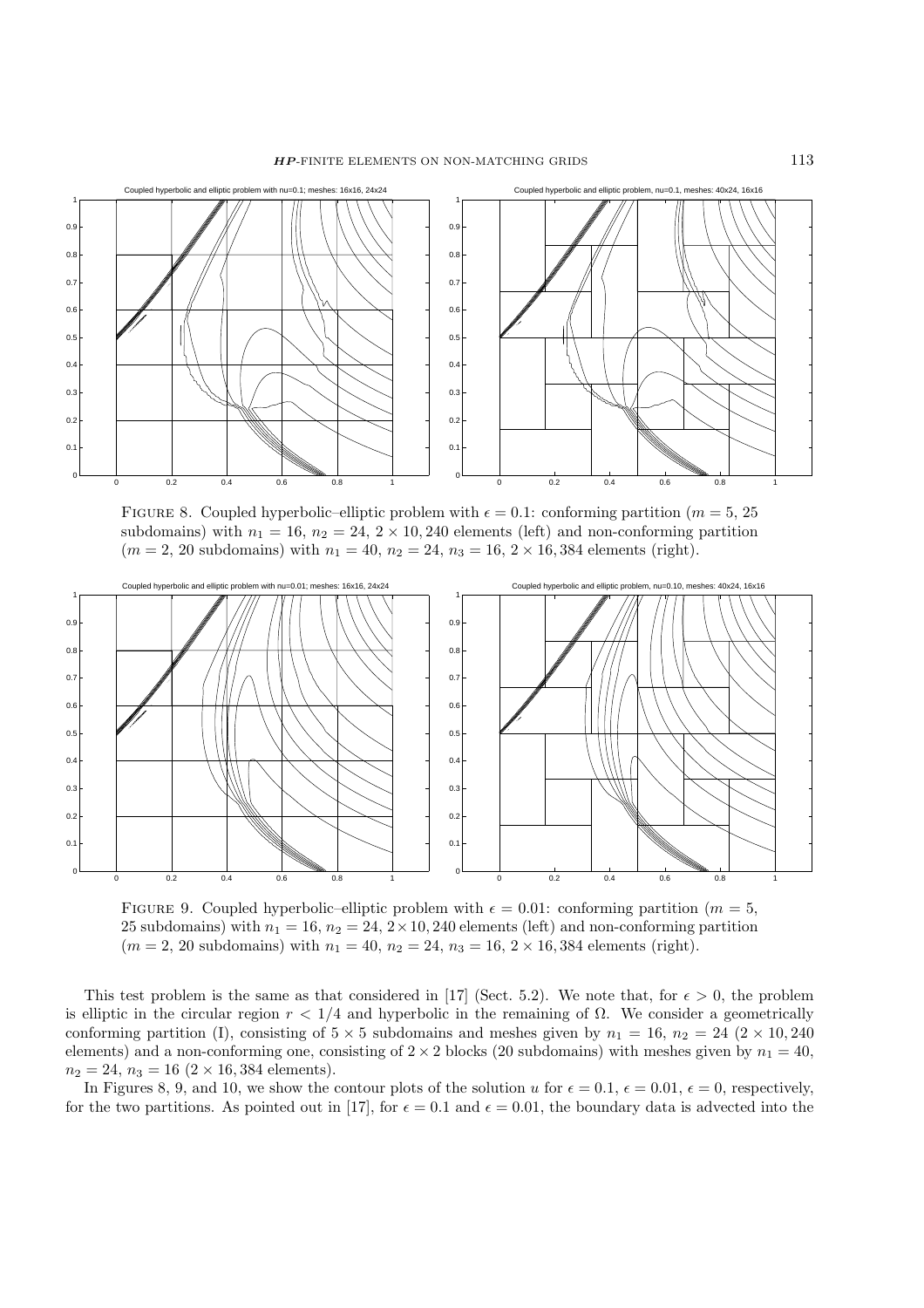FIGURE 8. Coupled hyperbolic–elliptic problem with $\epsilon = 0.1$: conforming partition ($m = 5$, 25 subdomains) with $n_1 = 16$, $n_2 = 24$, $2 \times 10,240$ elements (left) and non-conforming partition ($m = 2$, 20 subdomains) with $n_1 = 40$, $n_2 = 24$, $n_3 = 16$, $2 \times 16,384$ elements (right).

FIGURE 9. Coupled hyperbolic–elliptic problem with $\epsilon = 0.01$: conforming partition ($m = 5$, 25 subdomains) with $n_1 = 16$, $n_2 = 24$, $2 \times 10,240$ elements (left) and non-conforming partition ($m = 2$, 20 subdomains) with $n_1 = 40$, $n_2 = 24$, $n_3 = 16$, $2 \times 16,384$ elements (right).

This test problem is the same as that considered in [17] (Sect. 5.2). We note that, for $\epsilon > 0$, the problem is elliptic in the circular region $r < 1/4$ and hyperbolic in the remaining of $\Omega$. We consider a geometrically conforming partition (I), consisting of $5 \times 5$ subdomains and meshes given by $n_1 = 16$, $n_2 = 24$ ($2 \times 10,240$ elements) and a non-conforming one, consisting of $2 \times 2$ blocks (20 subdomains) with meshes given by $n_1 = 40$, $n_2 = 24$, $n_3 = 16$ ($2 \times 16,384$ elements).

In Figures 8, 9, and 10, we show the contour plots of the solution $u$ for $\epsilon = 0.1$, $\epsilon = 0.01$, $\epsilon = 0$, respectively, for the two partitions. As pointed out in [17], for $\epsilon = 0.1$ and $\epsilon = 0.01$, the boundary data is advected into the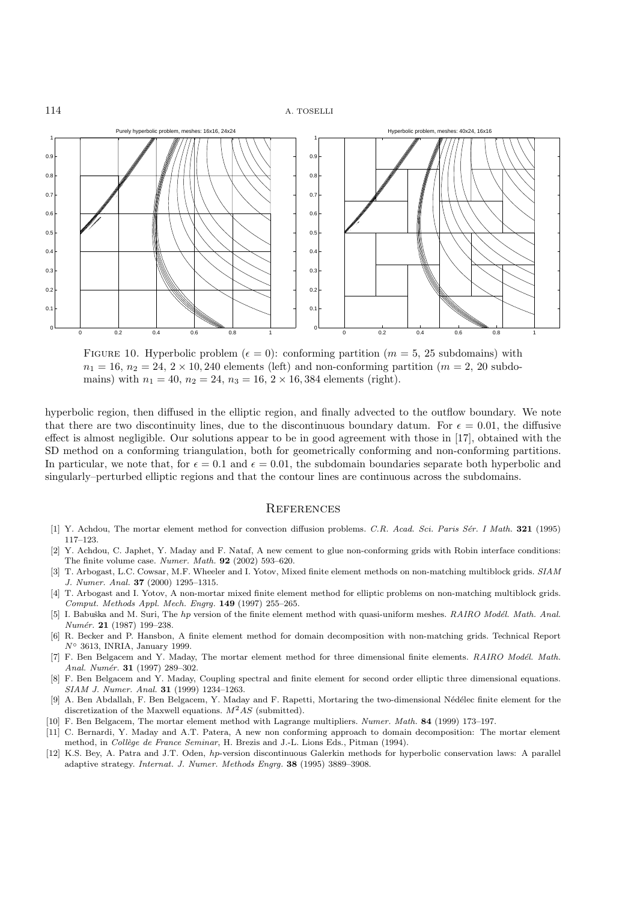FIGURE 10. Hyperbolic problem ($\epsilon = 0$): conforming partition ($m = 5$, 25 subdomains) with $n_1 = 16$, $n_2 = 24$, $2 \times 10,240$ elements (left) and non-conforming partition ($m = 2$, 20 subdomains) with $n_1 = 40$, $n_2 = 24$, $n_3 = 16$, $2 \times 16,384$ elements (right).

hyperbolic region, then diffused in the elliptic region, and finally advected to the outflow boundary. We note that there are two discontinuity lines, due to the discontinuous boundary datum. For $\epsilon = 0.01$, the diffusive effect is almost negligible. Our solutions appear to be in good agreement with those in [17], obtained with the SD method on a conforming triangulation, both for geometrically conforming and non-conforming partitions. In particular, we note that, for $\epsilon = 0.1$ and $\epsilon = 0.01$, the subdomain boundaries separate both hyperbolic and singularly–perturbed elliptic regions and that the contour lines are continuous across the subdomains.

## References

[1] Y. Achdou, The mortar element method for convection diffusion problems. *C.R. Acad. Sci. Paris Sér. I Math.* **321** (1995) 117–123.

[2] Y. Achdou, C. Japhet, Y. Maday and F. Nataf, A new cement to glue non-conforming grids with Robin interface conditions: The finite volume case. *Numer. Math.* **92** (2002) 593–620.

[3] T. Arbogast, L.C. Cowsar, M.F. Wheeler and I. Yotov, Mixed finite element methods on non-matching multiblock grids. *SIAM J. Numer. Anal.* **37** (2000) 1295–1315.

[4] T. Arbogast and I. Yotov, A non-mortar mixed finite element method for elliptic problems on non-matching multiblock grids. *Comput. Methods Appl. Mech. Engrg.* **149** (1997) 255–265.

[5] I. Babuška and M. Suri, The *hp* version of the finite element method with quasi-uniform meshes. *RAIRO Modél. Math. Anal. Numér.* **21** (1987) 199–238.

[6] R. Becker and P. Hansbon, A finite element method for domain decomposition with non-matching grids. Technical Report $N^\circ$ 3613, INRIA, January 1999.

[7] F. Ben Belgacem and Y. Maday, The mortar element method for three dimensional finite elements. *RAIRO Modél. Math. Anal. Numér.* **31** (1997) 289–302.

[8] F. Ben Belgacem and Y. Maday, Coupling spectral and finite element for second order elliptic three dimensional equations. *SIAM J. Numer. Anal.* **31** (1999) 1234–1263.

[9] A. Ben Abdallah, F. Ben Belgacem, Y. Maday and F. Rapetti, Mortaring the two-dimensional Nédélec finite element for the discretization of the Maxwell equations. $M^2AS$ (submitted).

[10] F. Ben Belgacem, The mortar element method with Lagrange multipliers. *Numer. Math.* **84** (1999) 173–197.

[11] C. Bernardi, Y. Maday and A.T. Patera, A new non conforming approach to domain decomposition: The mortar element method, in *Collège de France Seminar*, H. Brezis and J.-L. Lions Eds., Pitman (1994).

[12] K.S. Bey, A. Patra and J.T. Oden, *hp*-version discontinuous Galerkin methods for hyperbolic conservation laws: A parallel adaptive strategy. *Internat. J. Numer. Methods Engrg.* **38** (1995) 3889–3908.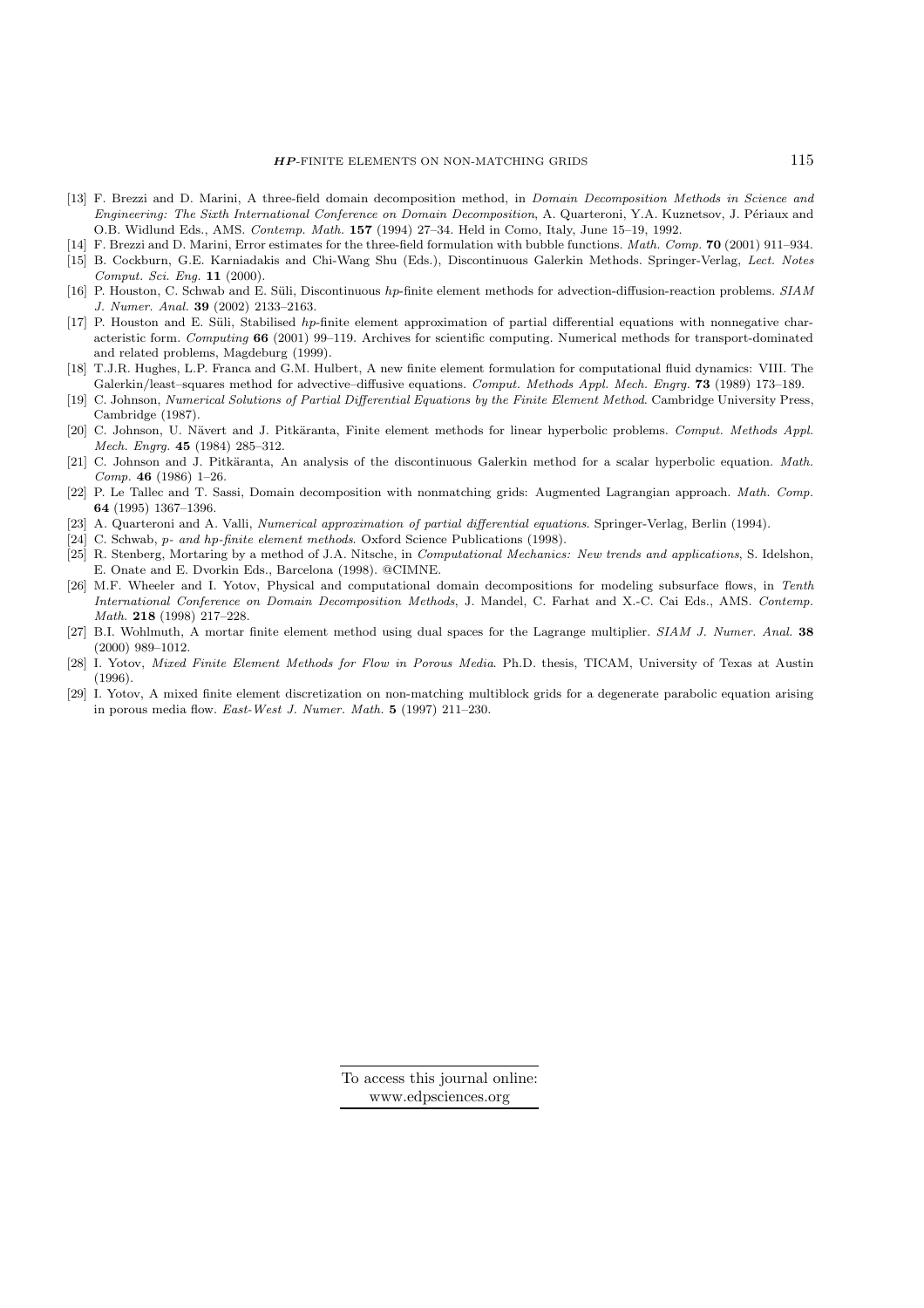[13] F. Brezzi and D. Marini, A three-field domain decomposition method, in *Domain Decomposition Methods in Science and Engineering: The Sixth International Conference on Domain Decomposition*, A. Quarteroni, Y.A. Kuznetsov, J. Périaux and O.B. Widlund Eds., AMS. *Contemp. Math.* **157** (1994) 27–34. Held in Como, Italy, June 15–19, 1992.

[14] F. Brezzi and D. Marini, Error estimates for the three-field formulation with bubble functions. *Math. Comp.* **70** (2001) 911–934.

[15] B. Cockburn, G.E. Karniadakis and Chi-Wang Shu (Eds.), Discontinuous Galerkin Methods. Springer-Verlag, *Lect. Notes Comput. Sci. Eng.* **11** (2000).

[16] P. Houston, C. Schwab and E. Süli, Discontinuous *hp*-finite element methods for advection-diffusion-reaction problems. *SIAM J. Numer. Anal.* **39** (2002) 2133–2163.

[17] P. Houston and E. Süli, Stabilised *hp*-finite element approximation of partial differential equations with nonnegative characteristic form. *Computing* **66** (2001) 99–119. Archives for scientific computing. Numerical methods for transport-dominated and related problems, Magdeburg (1999).

[18] T.J.R. Hughes, L.P. Franca and G.M. Hulbert, A new finite element formulation for computational fluid dynamics: VIII. The Galerkin/least–squares method for advective–diffusive equations. *Comput. Methods Appl. Mech. Engrg.* **73** (1989) 173–189.

[19] C. Johnson, *Numerical Solutions of Partial Differential Equations by the Finite Element Method*. Cambridge University Press, Cambridge (1987).

[20] C. Johnson, U. Nävert and J. Pitkäranta, Finite element methods for linear hyperbolic problems. *Comput. Methods Appl. Mech. Engrg.* **45** (1984) 285–312.

[21] C. Johnson and J. Pitkäranta, An analysis of the discontinuous Galerkin method for a scalar hyperbolic equation. *Math. Comp.* **46** (1986) 1–26.

[22] P. Le Tallec and T. Sassi, Domain decomposition with nonmatching grids: Augmented Lagrangian approach. *Math. Comp.* **64** (1995) 1367–1396.

[23] A. Quarteroni and A. Valli, *Numerical approximation of partial differential equations*. Springer-Verlag, Berlin (1994).

[24] C. Schwab, *p- and hp-finite element methods*. Oxford Science Publications (1998).

[25] R. Stenberg, Mortaring by a method of J.A. Nitsche, in *Computational Mechanics: New trends and applications*, S. Idelshon, E. Onate and E. Dvorkin Eds., Barcelona (1998). @CIMNE.

[26] M.F. Wheeler and I. Yotov, Physical and computational domain decompositions for modeling subsurface flows, in *Tenth International Conference on Domain Decomposition Methods*, J. Mandel, C. Farhat and X.-C. Cai Eds., AMS. *Contemp. Math.* **218** (1998) 217–228.

[27] B.I. Wohlmuth, A mortar finite element method using dual spaces for the Lagrange multiplier. *SIAM J. Numer. Anal.* **38** (2000) 989–1012.

[28] I. Yotov, *Mixed Finite Element Methods for Flow in Porous Media*. Ph.D. thesis, TICAM, University of Texas at Austin (1996).

[29] I. Yotov, A mixed finite element discretization on non-matching multiblock grids for a degenerate parabolic equation arising in porous media flow. *East-West J. Numer. Math.* **5** (1997) 211–230.

To access this journal online:
www.edpsciences.org